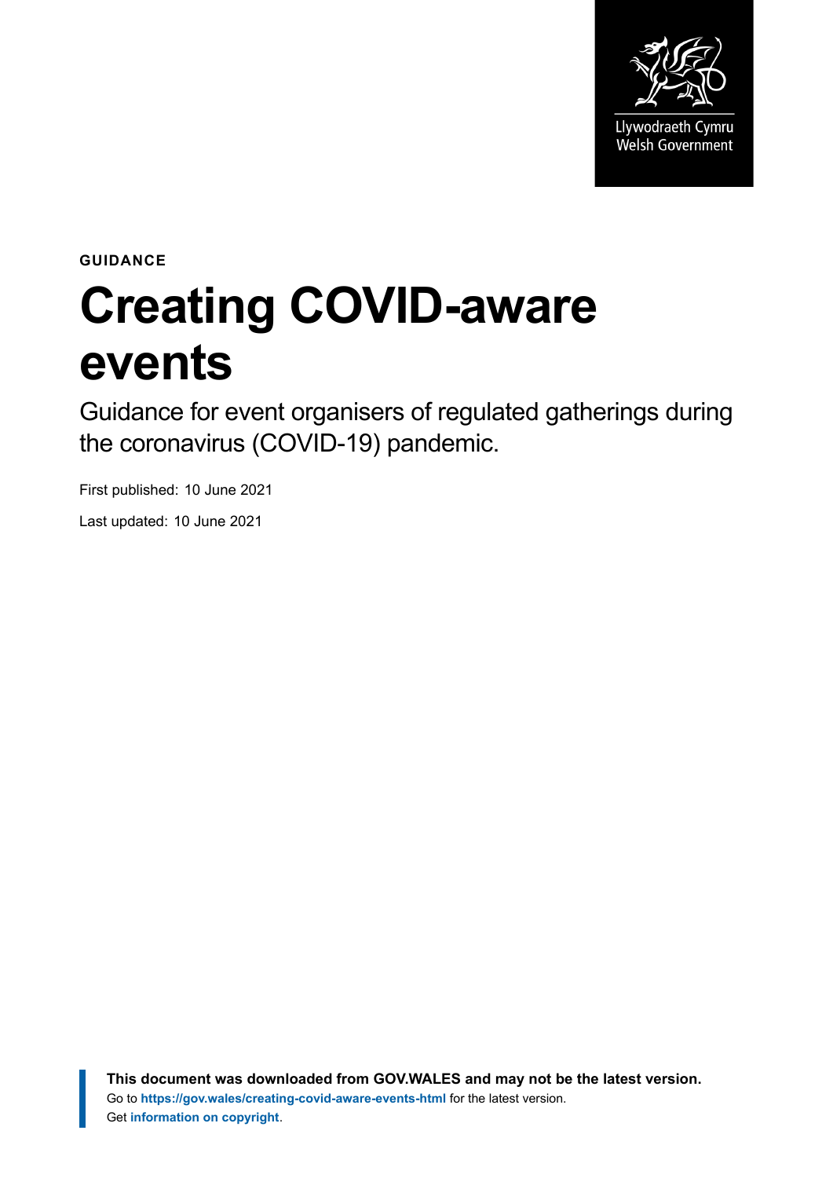Llywodraeth Cymru
Welsh Government

**GUIDANCE**

# Creating COVID-aware events

Guidance for event organisers of regulated gatherings during the coronavirus (COVID-19) pandemic.

First published: 10 June 2021

Last updated: 10 June 2021

**This document was downloaded from GOV.WALES and may not be the latest version.**
Go to **https://gov.wales/creating-covid-aware-events-html** for the latest version.
Get **information on copyright**.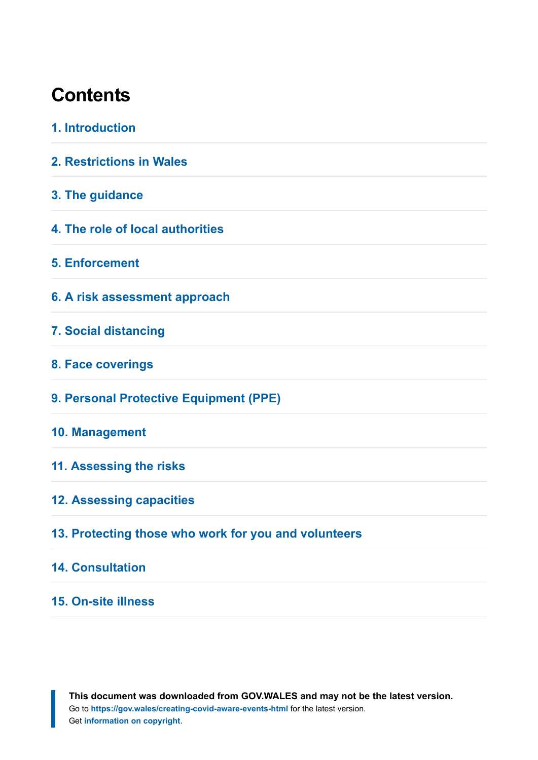# Contents

1. Introduction

2. Restrictions in Wales

3. The guidance

4. The role of local authorities

5. Enforcement

6. A risk assessment approach

7. Social distancing

8. Face coverings

9. Personal Protective Equipment (PPE)

10. Management

11. Assessing the risks

12. Assessing capacities

13. Protecting those who work for you and volunteers

14. Consultation

15. On-site illness

**This document was downloaded from GOV.WALES and may not be the latest version.**
Go to **https://gov.wales/creating-covid-aware-events-html** for the latest version.
Get **information on copyright**.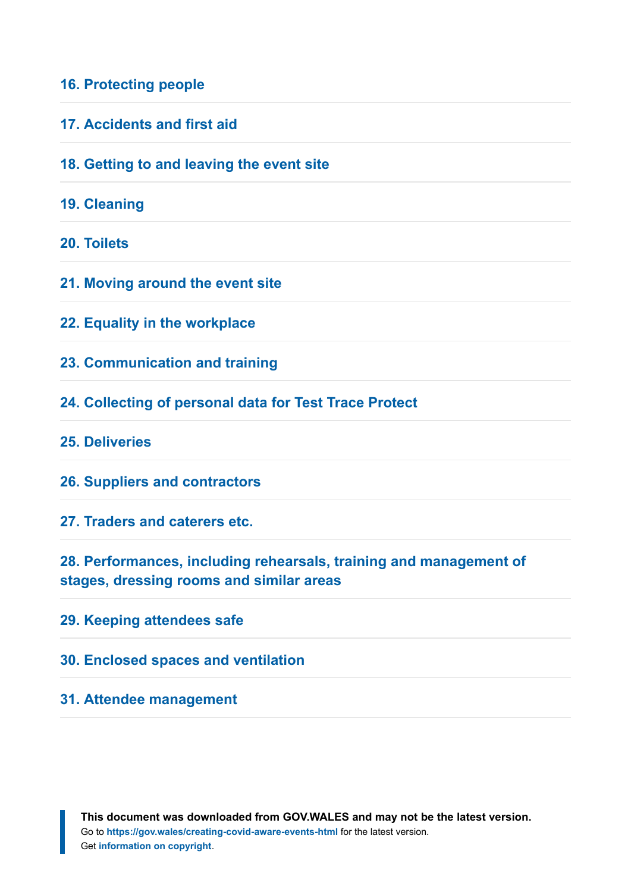16. Protecting people

17. Accidents and first aid

18. Getting to and leaving the event site

19. Cleaning

20. Toilets

21. Moving around the event site

22. Equality in the workplace

23. Communication and training

24. Collecting of personal data for Test Trace Protect

25. Deliveries

26. Suppliers and contractors

27. Traders and caterers etc.

28. Performances, including rehearsals, training and management of stages, dressing rooms and similar areas

29. Keeping attendees safe

30. Enclosed spaces and ventilation

31. Attendee management

**This document was downloaded from GOV.WALES and may not be the latest version.**
Go to **https://gov.wales/creating-covid-aware-events-html** for the latest version.
Get **information on copyright**.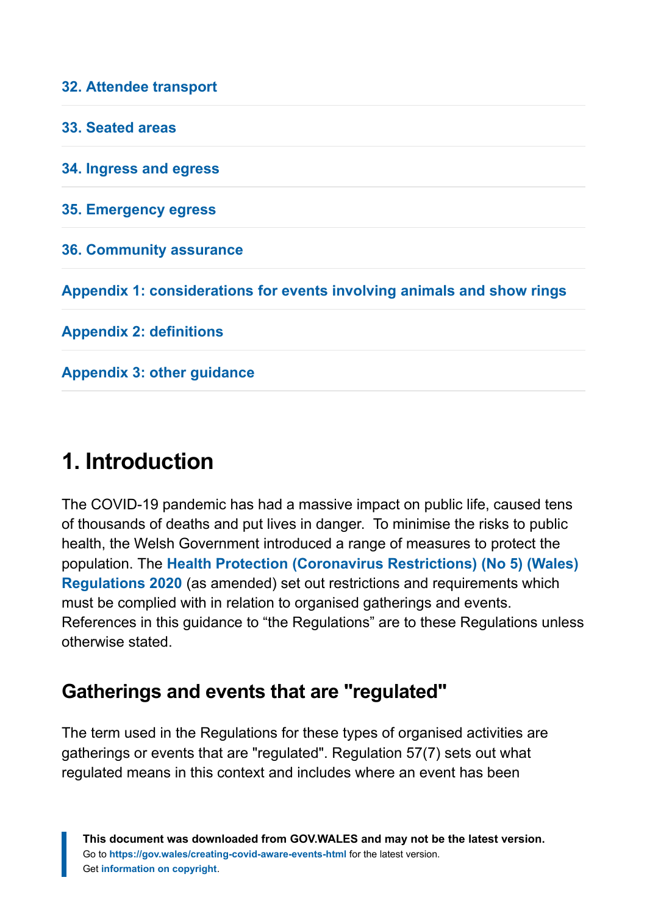32. Attendee transport

33. Seated areas

34. Ingress and egress

35. Emergency egress

36. Community assurance

Appendix 1: considerations for events involving animals and show rings

Appendix 2: definitions

Appendix 3: other guidance

# 1. Introduction

The COVID-19 pandemic has had a massive impact on public life, caused tens of thousands of deaths and put lives in danger. To minimise the risks to public health, the Welsh Government introduced a range of measures to protect the population. The **Health Protection (Coronavirus Restrictions) (No 5) (Wales) Regulations 2020** (as amended) set out restrictions and requirements which must be complied with in relation to organised gatherings and events. References in this guidance to “the Regulations” are to these Regulations unless otherwise stated.

## Gatherings and events that are "regulated"

The term used in the Regulations for these types of organised activities are gatherings or events that are "regulated". Regulation 57(7) sets out what regulated means in this context and includes where an event has been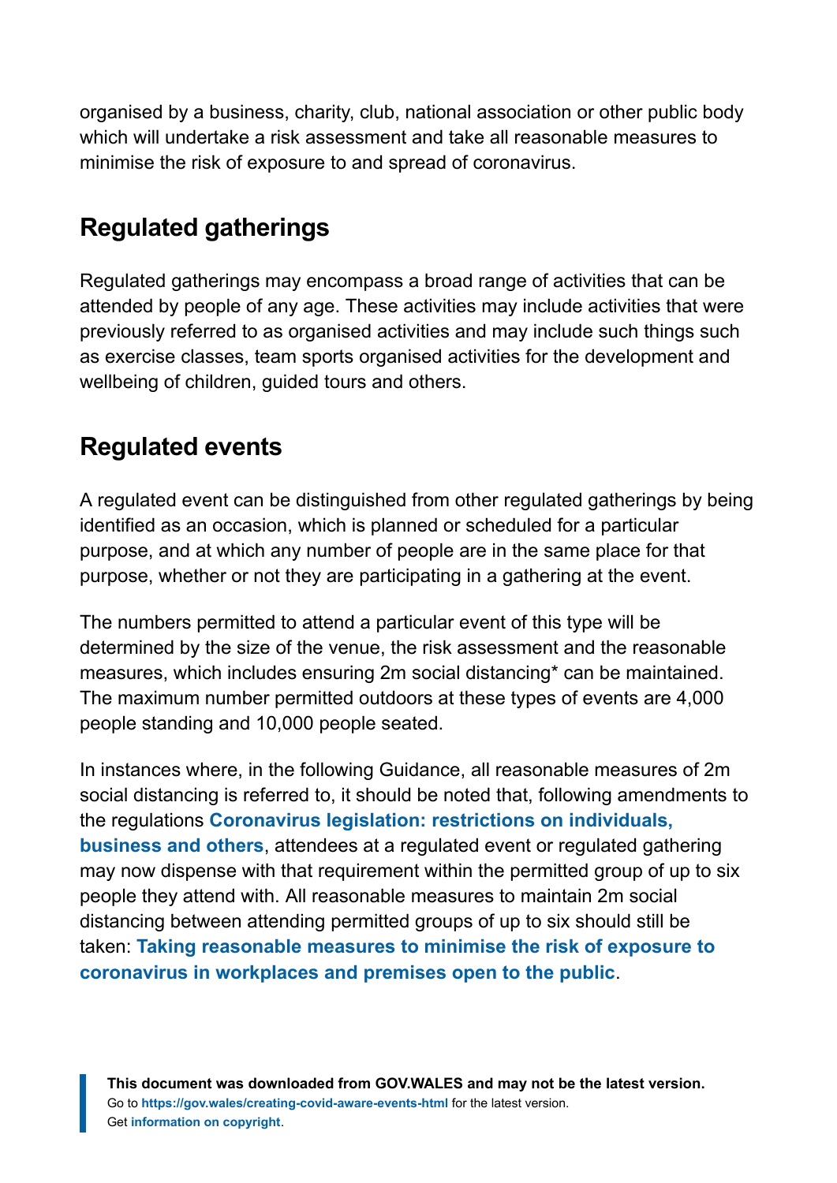organised by a business, charity, club, national association or other public body which will undertake a risk assessment and take all reasonable measures to minimise the risk of exposure to and spread of coronavirus.

## Regulated gatherings

Regulated gatherings may encompass a broad range of activities that can be attended by people of any age. These activities may include activities that were previously referred to as organised activities and may include such things such as exercise classes, team sports organised activities for the development and wellbeing of children, guided tours and others.

## Regulated events

A regulated event can be distinguished from other regulated gatherings by being identified as an occasion, which is planned or scheduled for a particular purpose, and at which any number of people are in the same place for that purpose, whether or not they are participating in a gathering at the event.

The numbers permitted to attend a particular event of this type will be determined by the size of the venue, the risk assessment and the reasonable measures, which includes ensuring 2m social distancing* can be maintained. The maximum number permitted outdoors at these types of events are 4,000 people standing and 10,000 people seated.

In instances where, in the following Guidance, all reasonable measures of 2m social distancing is referred to, it should be noted that, following amendments to the regulations **Coronavirus legislation: restrictions on individuals, business and others**, attendees at a regulated event or regulated gathering may now dispense with that requirement within the permitted group of up to six people they attend with. All reasonable measures to maintain 2m social distancing between attending permitted groups of up to six should still be taken: **Taking reasonable measures to minimise the risk of exposure to coronavirus in workplaces and premises open to the public**.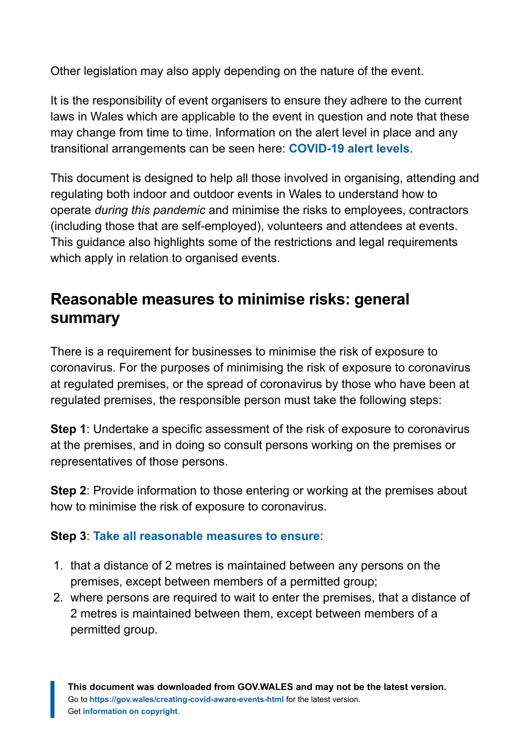Other legislation may also apply depending on the nature of the event.

It is the responsibility of event organisers to ensure they adhere to the current laws in Wales which are applicable to the event in question and note that these may change from time to time. Information on the alert level in place and any transitional arrangements can be seen here: **COVID-19 alert levels**.

This document is designed to help all those involved in organising, attending and regulating both indoor and outdoor events in Wales to understand how to operate *during this pandemic* and minimise the risks to employees, contractors (including those that are self-employed), volunteers and attendees at events. This guidance also highlights some of the restrictions and legal requirements which apply in relation to organised events.

## Reasonable measures to minimise risks: general summary

There is a requirement for businesses to minimise the risk of exposure to coronavirus. For the purposes of minimising the risk of exposure to coronavirus at regulated premises, or the spread of coronavirus by those who have been at regulated premises, the responsible person must take the following steps:

**Step 1**: Undertake a specific assessment of the risk of exposure to coronavirus at the premises, and in doing so consult persons working on the premises or representatives of those persons.

**Step 2**: Provide information to those entering or working at the premises about how to minimise the risk of exposure to coronavirus.

**Step 3**: **Take all reasonable measures to ensure**:

1. that a distance of 2 metres is maintained between any persons on the premises, except between members of a permitted group;
2. where persons are required to wait to enter the premises, that a distance of 2 metres is maintained between them, except between members of a permitted group.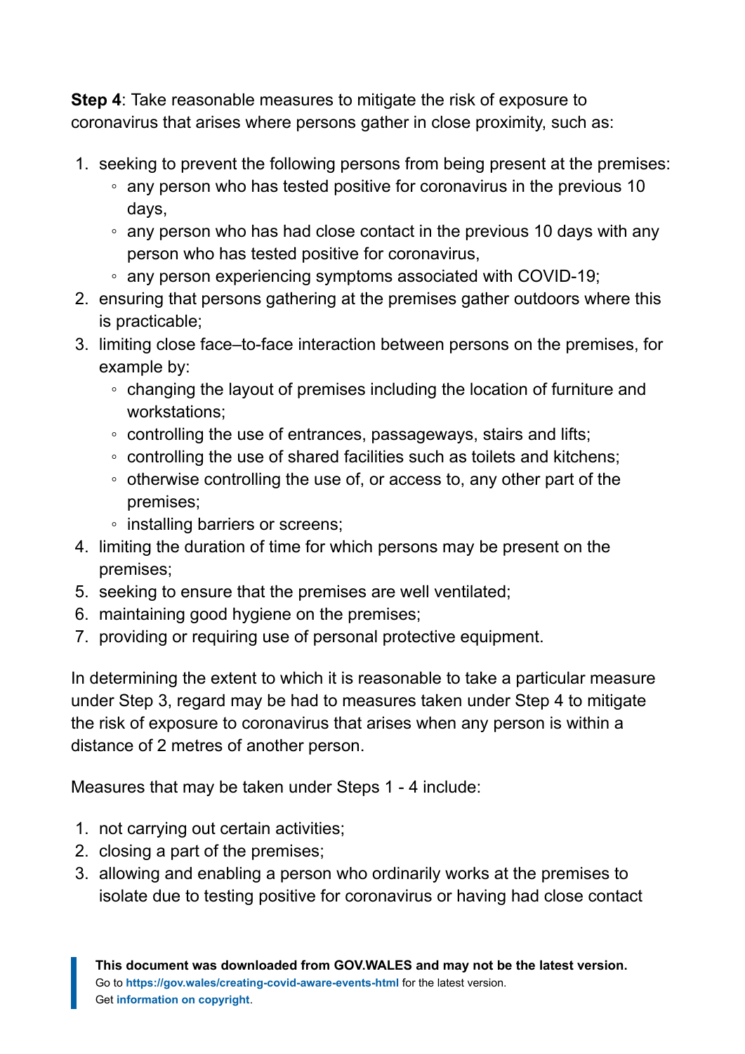**Step 4**: Take reasonable measures to mitigate the risk of exposure to coronavirus that arises where persons gather in close proximity, such as:

1. seeking to prevent the following persons from being present at the premises:
   - any person who has tested positive for coronavirus in the previous 10 days,
   - any person who has had close contact in the previous 10 days with any person who has tested positive for coronavirus,
   - any person experiencing symptoms associated with COVID-19;
2. ensuring that persons gathering at the premises gather outdoors where this is practicable;
3. limiting close face–to-face interaction between persons on the premises, for example by:
   - changing the layout of premises including the location of furniture and workstations;
   - controlling the use of entrances, passageways, stairs and lifts;
   - controlling the use of shared facilities such as toilets and kitchens;
   - otherwise controlling the use of, or access to, any other part of the premises;
   - installing barriers or screens;
4. limiting the duration of time for which persons may be present on the premises;
5. seeking to ensure that the premises are well ventilated;
6. maintaining good hygiene on the premises;
7. providing or requiring use of personal protective equipment.

In determining the extent to which it is reasonable to take a particular measure under Step 3, regard may be had to measures taken under Step 4 to mitigate the risk of exposure to coronavirus that arises when any person is within a distance of 2 metres of another person.

Measures that may be taken under Steps 1 - 4 include:

1. not carrying out certain activities;
2. closing a part of the premises;
3. allowing and enabling a person who ordinarily works at the premises to isolate due to testing positive for coronavirus or having had close contact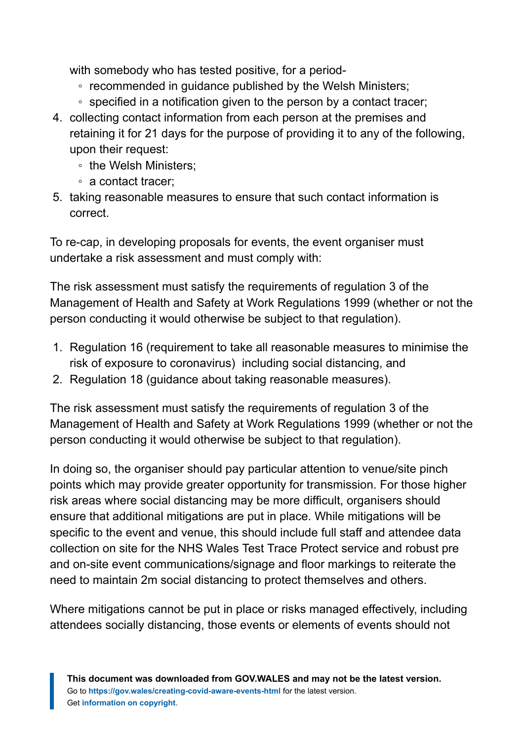with somebody who has tested positive, for a period-
    - recommended in guidance published by the Welsh Ministers;
    - specified in a notification given to the person by a contact tracer;
4. collecting contact information from each person at the premises and retaining it for 21 days for the purpose of providing it to any of the following, upon their request:
    - the Welsh Ministers;
    - a contact tracer;
5. taking reasonable measures to ensure that such contact information is correct.

To re-cap, in developing proposals for events, the event organiser must undertake a risk assessment and must comply with:

The risk assessment must satisfy the requirements of regulation 3 of the Management of Health and Safety at Work Regulations 1999 (whether or not the person conducting it would otherwise be subject to that regulation).

1. Regulation 16 (requirement to take all reasonable measures to minimise the risk of exposure to coronavirus) including social distancing, and
2. Regulation 18 (guidance about taking reasonable measures).

The risk assessment must satisfy the requirements of regulation 3 of the Management of Health and Safety at Work Regulations 1999 (whether or not the person conducting it would otherwise be subject to that regulation).

In doing so, the organiser should pay particular attention to venue/site pinch points which may provide greater opportunity for transmission. For those higher risk areas where social distancing may be more difficult, organisers should ensure that additional mitigations are put in place. While mitigations will be specific to the event and venue, this should include full staff and attendee data collection on site for the NHS Wales Test Trace Protect service and robust pre and on-site event communications/signage and floor markings to reiterate the need to maintain 2m social distancing to protect themselves and others.

Where mitigations cannot be put in place or risks managed effectively, including attendees socially distancing, those events or elements of events should not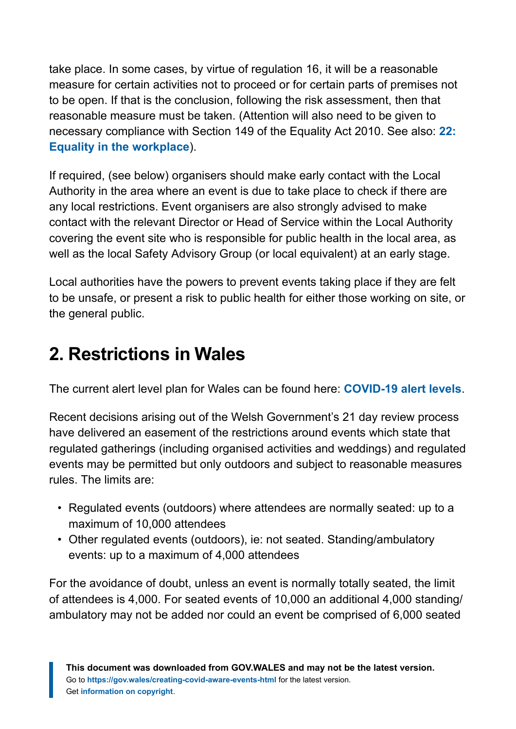take place. In some cases, by virtue of regulation 16, it will be a reasonable measure for certain activities not to proceed or for certain parts of premises not to be open. If that is the conclusion, following the risk assessment, then that reasonable measure must be taken. (Attention will also need to be given to necessary compliance with Section 149 of the Equality Act 2010. See also: **22: Equality in the workplace**).

If required, (see below) organisers should make early contact with the Local Authority in the area where an event is due to take place to check if there are any local restrictions. Event organisers are also strongly advised to make contact with the relevant Director or Head of Service within the Local Authority covering the event site who is responsible for public health in the local area, as well as the local Safety Advisory Group (or local equivalent) at an early stage.

Local authorities have the powers to prevent events taking place if they are felt to be unsafe, or present a risk to public health for either those working on site, or the general public.

## 2. Restrictions in Wales

The current alert level plan for Wales can be found here: **COVID-19 alert levels**.

Recent decisions arising out of the Welsh Government's 21 day review process have delivered an easement of the restrictions around events which state that regulated gatherings (including organised activities and weddings) and regulated events may be permitted but only outdoors and subject to reasonable measures rules. The limits are:

- Regulated events (outdoors) where attendees are normally seated: up to a maximum of 10,000 attendees
- Other regulated events (outdoors), ie: not seated. Standing/ambulatory events: up to a maximum of 4,000 attendees

For the avoidance of doubt, unless an event is normally totally seated, the limit of attendees is 4,000. For seated events of 10,000 an additional 4,000 standing/ambulatory may not be added nor could an event be comprised of 6,000 seated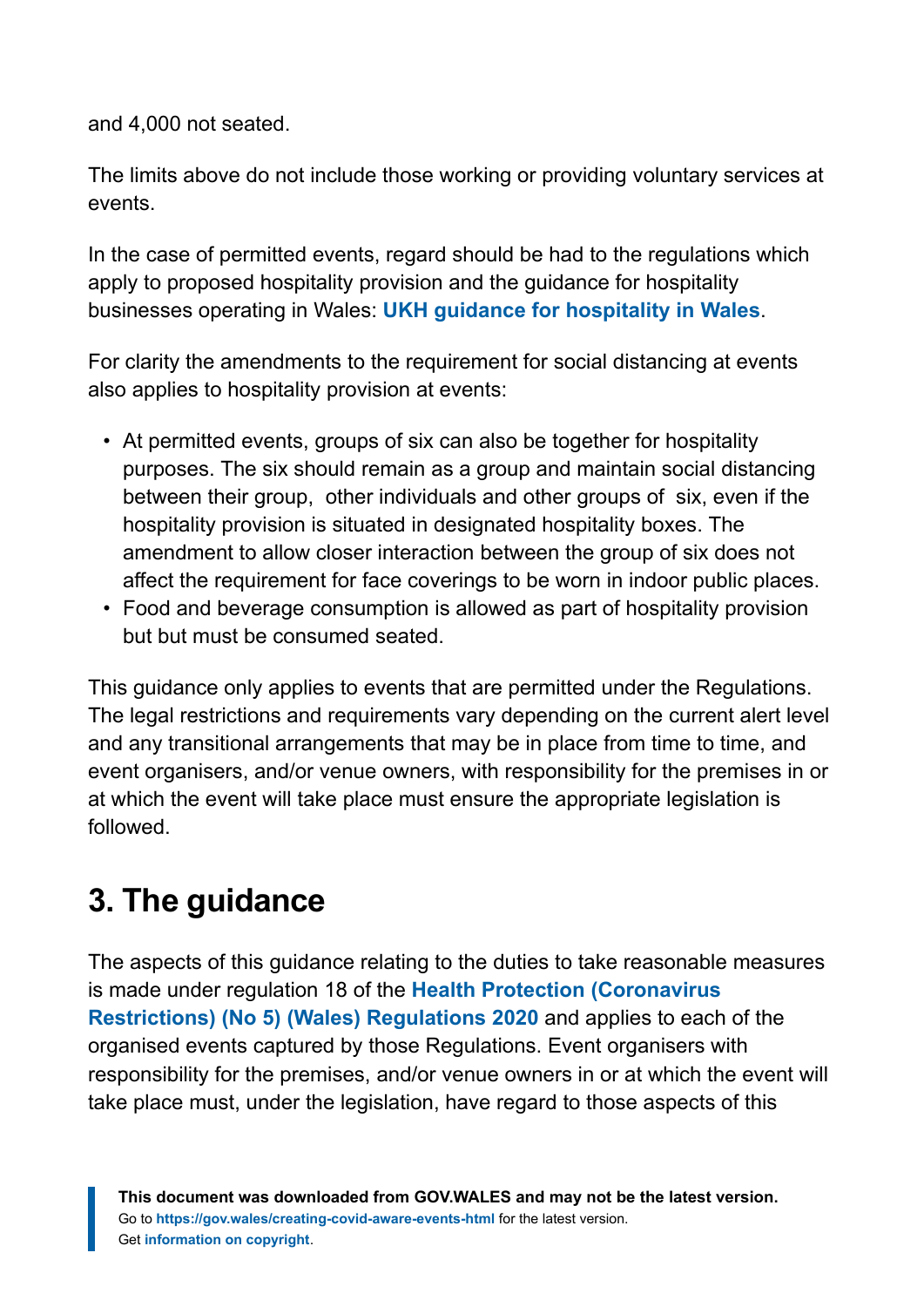and 4,000 not seated.

The limits above do not include those working or providing voluntary services at events.

In the case of permitted events, regard should be had to the regulations which apply to proposed hospitality provision and the guidance for hospitality businesses operating in Wales: **UKH guidance for hospitality in Wales**.

For clarity the amendments to the requirement for social distancing at events also applies to hospitality provision at events:

- At permitted events, groups of six can also be together for hospitality purposes. The six should remain as a group and maintain social distancing between their group, other individuals and other groups of six, even if the hospitality provision is situated in designated hospitality boxes. The amendment to allow closer interaction between the group of six does not affect the requirement for face coverings to be worn in indoor public places.
- Food and beverage consumption is allowed as part of hospitality provision but but must be consumed seated.

This guidance only applies to events that are permitted under the Regulations. The legal restrictions and requirements vary depending on the current alert level and any transitional arrangements that may be in place from time to time, and event organisers, and/or venue owners, with responsibility for the premises in or at which the event will take place must ensure the appropriate legislation is followed.

## 3. The guidance

The aspects of this guidance relating to the duties to take reasonable measures is made under regulation 18 of the **Health Protection (Coronavirus Restrictions) (No 5) (Wales) Regulations 2020** and applies to each of the organised events captured by those Regulations. Event organisers with responsibility for the premises, and/or venue owners in or at which the event will take place must, under the legislation, have regard to those aspects of this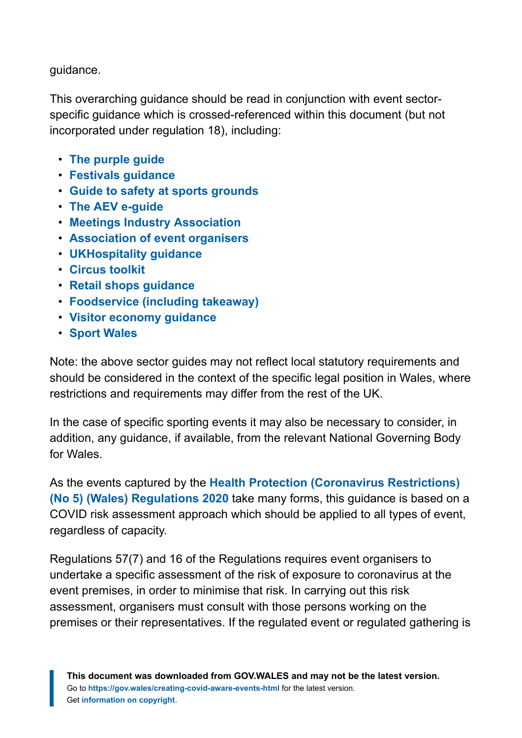guidance.

This overarching guidance should be read in conjunction with event sector-specific guidance which is crossed-referenced within this document (but not incorporated under regulation 18), including:

- **The purple guide**
- **Festivals guidance**
- **Guide to safety at sports grounds**
- **The AEV e-guide**
- **Meetings Industry Association**
- **Association of event organisers**
- **UKHospitality guidance**
- **Circus toolkit**
- **Retail shops guidance**
- **Foodservice (including takeaway)**
- **Visitor economy guidance**
- **Sport Wales**

Note: the above sector guides may not reflect local statutory requirements and should be considered in the context of the specific legal position in Wales, where restrictions and requirements may differ from the rest of the UK.

In the case of specific sporting events it may also be necessary to consider, in addition, any guidance, if available, from the relevant National Governing Body for Wales.

As the events captured by the **Health Protection (Coronavirus Restrictions) (No 5) (Wales) Regulations 2020** take many forms, this guidance is based on a COVID risk assessment approach which should be applied to all types of event, regardless of capacity.

Regulations 57(7) and 16 of the Regulations requires event organisers to undertake a specific assessment of the risk of exposure to coronavirus at the event premises, in order to minimise that risk. In carrying out this risk assessment, organisers must consult with those persons working on the premises or their representatives. If the regulated event or regulated gathering is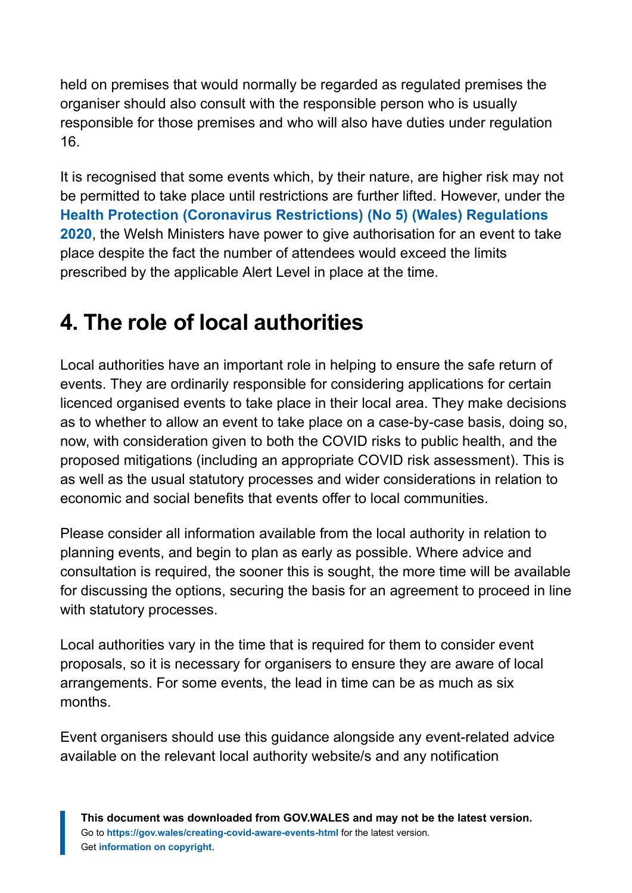held on premises that would normally be regarded as regulated premises the organiser should also consult with the responsible person who is usually responsible for those premises and who will also have duties under regulation 16.

It is recognised that some events which, by their nature, are higher risk may not be permitted to take place until restrictions are further lifted. However, under the **Health Protection (Coronavirus Restrictions) (No 5) (Wales) Regulations 2020**, the Welsh Ministers have power to give authorisation for an event to take place despite the fact the number of attendees would exceed the limits prescribed by the applicable Alert Level in place at the time.

## 4. The role of local authorities

Local authorities have an important role in helping to ensure the safe return of events. They are ordinarily responsible for considering applications for certain licenced organised events to take place in their local area. They make decisions as to whether to allow an event to take place on a case-by-case basis, doing so, now, with consideration given to both the COVID risks to public health, and the proposed mitigations (including an appropriate COVID risk assessment). This is as well as the usual statutory processes and wider considerations in relation to economic and social benefits that events offer to local communities.

Please consider all information available from the local authority in relation to planning events, and begin to plan as early as possible. Where advice and consultation is required, the sooner this is sought, the more time will be available for discussing the options, securing the basis for an agreement to proceed in line with statutory processes.

Local authorities vary in the time that is required for them to consider event proposals, so it is necessary for organisers to ensure they are aware of local arrangements. For some events, the lead in time can be as much as six months.

Event organisers should use this guidance alongside any event-related advice available on the relevant local authority website/s and any notification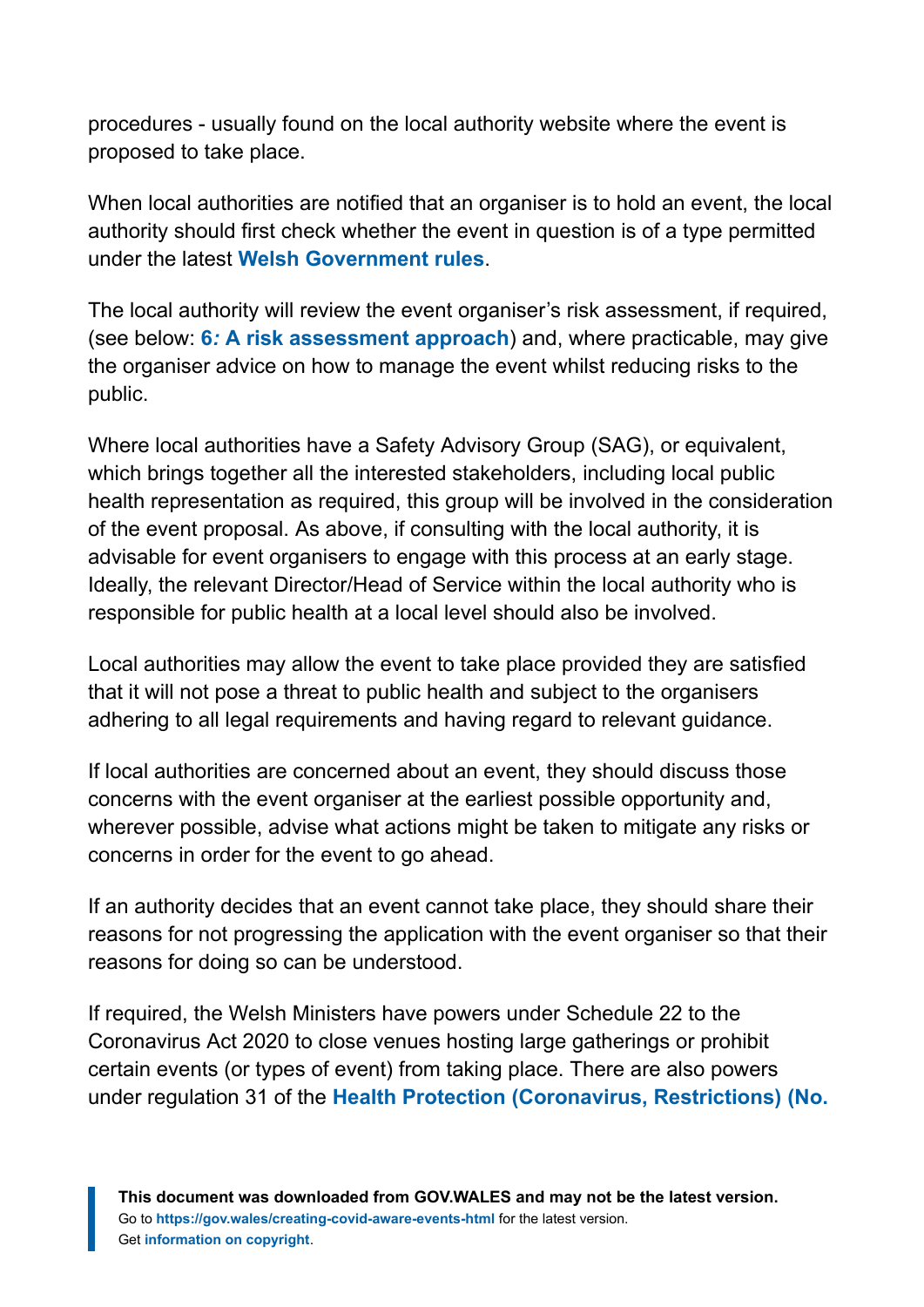procedures - usually found on the local authority website where the event is proposed to take place.

When local authorities are notified that an organiser is to hold an event, the local authority should first check whether the event in question is of a type permitted under the latest **Welsh Government rules**.

The local authority will review the event organiser's risk assessment, if required, (see below: **6: A risk assessment approach**) and, where practicable, may give the organiser advice on how to manage the event whilst reducing risks to the public.

Where local authorities have a Safety Advisory Group (SAG), or equivalent, which brings together all the interested stakeholders, including local public health representation as required, this group will be involved in the consideration of the event proposal. As above, if consulting with the local authority, it is advisable for event organisers to engage with this process at an early stage. Ideally, the relevant Director/Head of Service within the local authority who is responsible for public health at a local level should also be involved.

Local authorities may allow the event to take place provided they are satisfied that it will not pose a threat to public health and subject to the organisers adhering to all legal requirements and having regard to relevant guidance.

If local authorities are concerned about an event, they should discuss those concerns with the event organiser at the earliest possible opportunity and, wherever possible, advise what actions might be taken to mitigate any risks or concerns in order for the event to go ahead.

If an authority decides that an event cannot take place, they should share their reasons for not progressing the application with the event organiser so that their reasons for doing so can be understood.

If required, the Welsh Ministers have powers under Schedule 22 to the Coronavirus Act 2020 to close venues hosting large gatherings or prohibit certain events (or types of event) from taking place. There are also powers under regulation 31 of the **Health Protection (Coronavirus, Restrictions) (No.**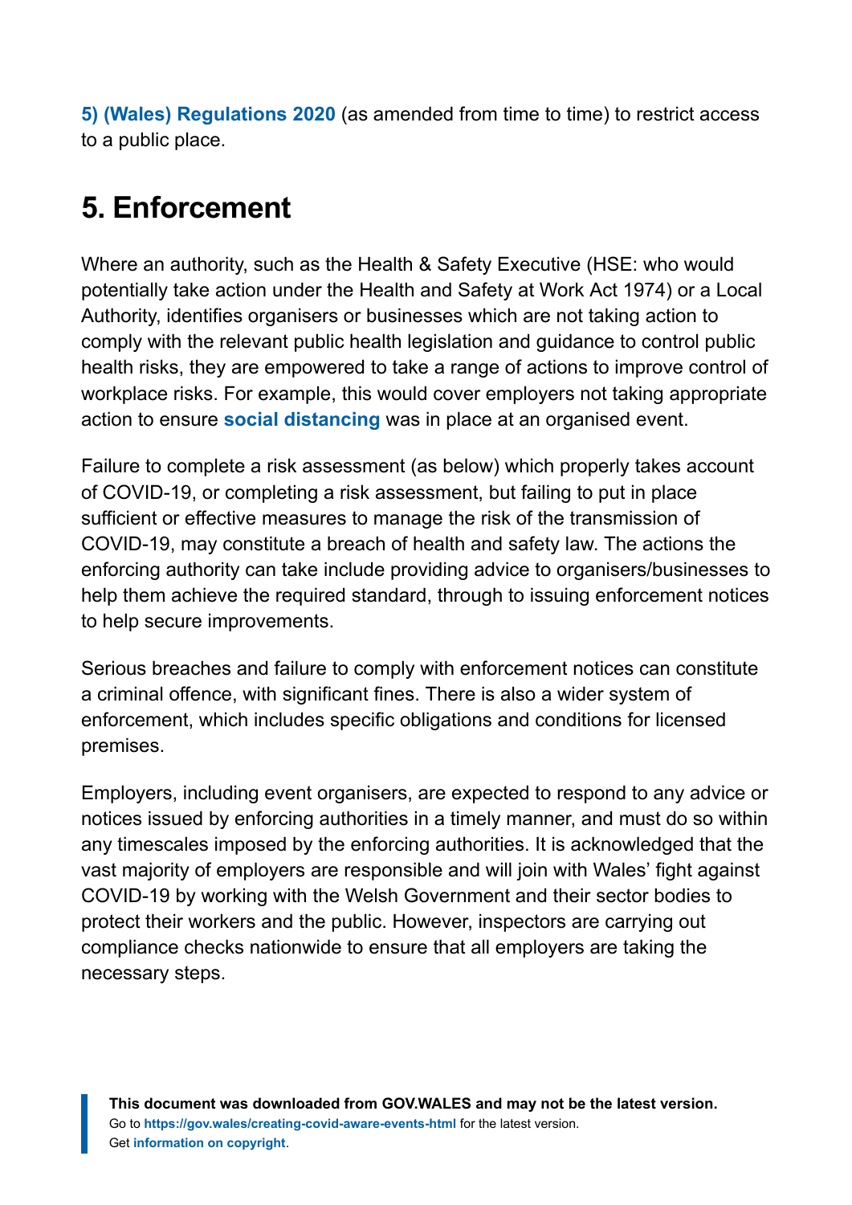**5) (Wales) Regulations 2020** (as amended from time to time) to restrict access to a public place.

## 5. Enforcement

Where an authority, such as the Health & Safety Executive (HSE: who would potentially take action under the Health and Safety at Work Act 1974) or a Local Authority, identifies organisers or businesses which are not taking action to comply with the relevant public health legislation and guidance to control public health risks, they are empowered to take a range of actions to improve control of workplace risks. For example, this would cover employers not taking appropriate action to ensure **social distancing** was in place at an organised event.

Failure to complete a risk assessment (as below) which properly takes account of COVID-19, or completing a risk assessment, but failing to put in place sufficient or effective measures to manage the risk of the transmission of COVID-19, may constitute a breach of health and safety law. The actions the enforcing authority can take include providing advice to organisers/businesses to help them achieve the required standard, through to issuing enforcement notices to help secure improvements.

Serious breaches and failure to comply with enforcement notices can constitute a criminal offence, with significant fines. There is also a wider system of enforcement, which includes specific obligations and conditions for licensed premises.

Employers, including event organisers, are expected to respond to any advice or notices issued by enforcing authorities in a timely manner, and must do so within any timescales imposed by the enforcing authorities. It is acknowledged that the vast majority of employers are responsible and will join with Wales' fight against COVID-19 by working with the Welsh Government and their sector bodies to protect their workers and the public. However, inspectors are carrying out compliance checks nationwide to ensure that all employers are taking the necessary steps.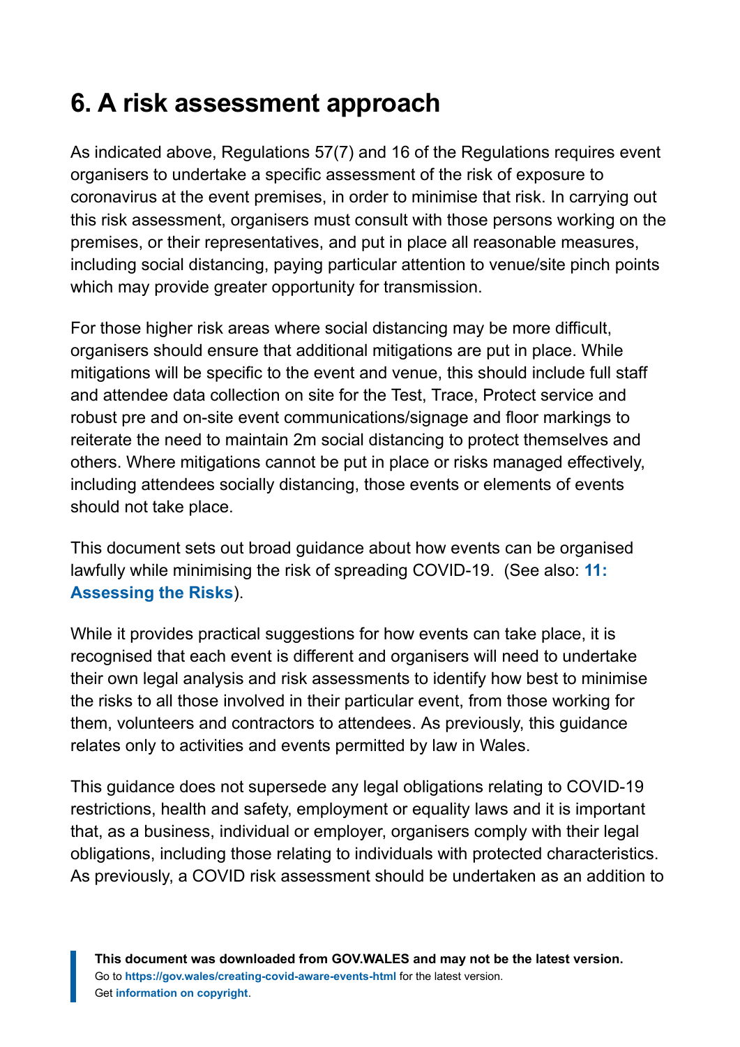## 6. A risk assessment approach

As indicated above, Regulations 57(7) and 16 of the Regulations requires event organisers to undertake a specific assessment of the risk of exposure to coronavirus at the event premises, in order to minimise that risk. In carrying out this risk assessment, organisers must consult with those persons working on the premises, or their representatives, and put in place all reasonable measures, including social distancing, paying particular attention to venue/site pinch points which may provide greater opportunity for transmission.

For those higher risk areas where social distancing may be more difficult, organisers should ensure that additional mitigations are put in place. While mitigations will be specific to the event and venue, this should include full staff and attendee data collection on site for the Test, Trace, Protect service and robust pre and on-site event communications/signage and floor markings to reiterate the need to maintain 2m social distancing to protect themselves and others. Where mitigations cannot be put in place or risks managed effectively, including attendees socially distancing, those events or elements of events should not take place.

This document sets out broad guidance about how events can be organised lawfully while minimising the risk of spreading COVID-19. (See also: **11: Assessing the Risks**).

While it provides practical suggestions for how events can take place, it is recognised that each event is different and organisers will need to undertake their own legal analysis and risk assessments to identify how best to minimise the risks to all those involved in their particular event, from those working for them, volunteers and contractors to attendees. As previously, this guidance relates only to activities and events permitted by law in Wales.

This guidance does not supersede any legal obligations relating to COVID-19 restrictions, health and safety, employment or equality laws and it is important that, as a business, individual or employer, organisers comply with their legal obligations, including those relating to individuals with protected characteristics. As previously, a COVID risk assessment should be undertaken as an addition to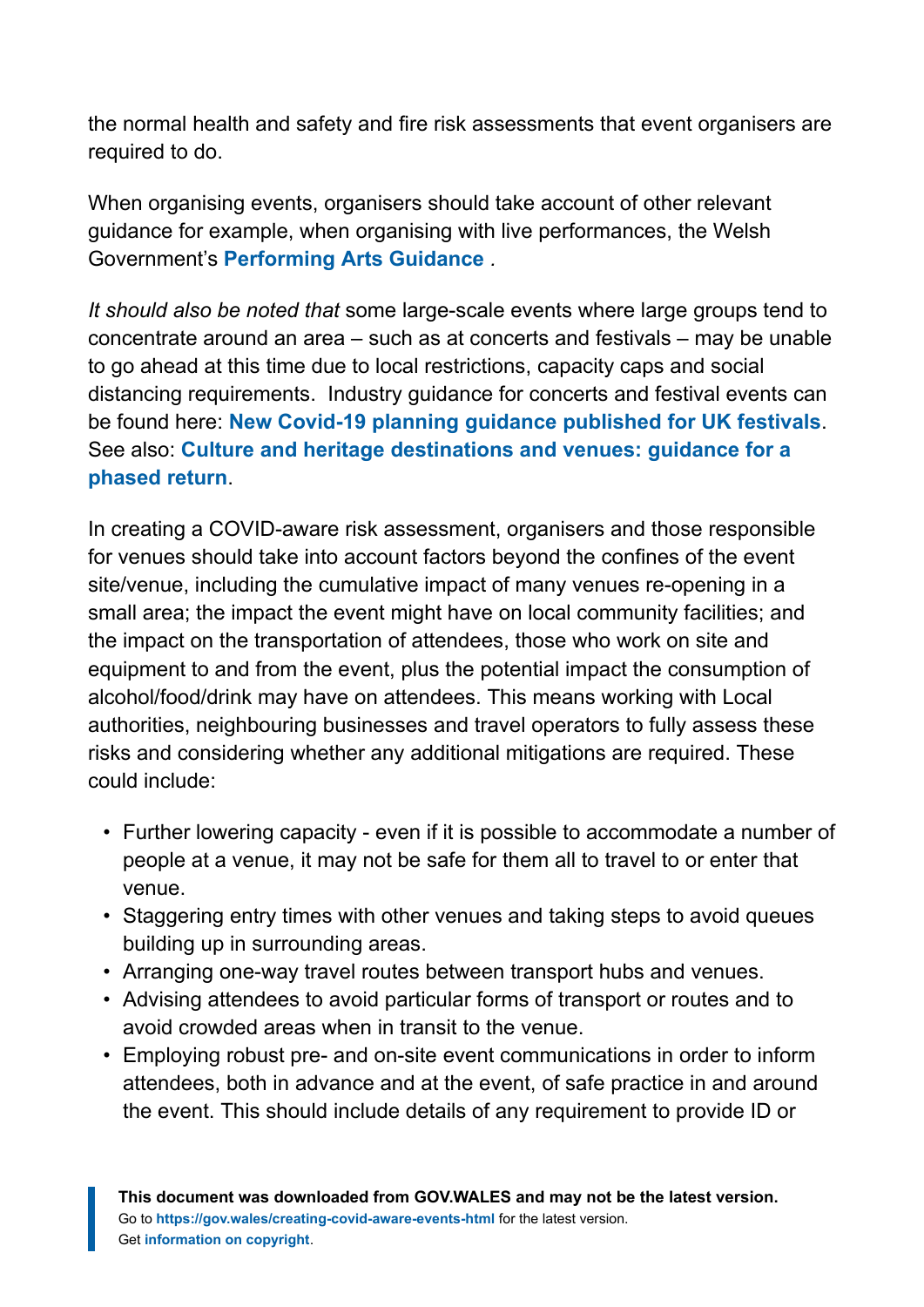the normal health and safety and fire risk assessments that event organisers are required to do.

When organising events, organisers should take account of other relevant guidance for example, when organising with live performances, the Welsh Government's **Performing Arts Guidance** .

*It should also be noted that* some large-scale events where large groups tend to concentrate around an area – such as at concerts and festivals – may be unable to go ahead at this time due to local restrictions, capacity caps and social distancing requirements. Industry guidance for concerts and festival events can be found here: **New Covid-19 planning guidance published for UK festivals**. See also: **Culture and heritage destinations and venues: guidance for a phased return**.

In creating a COVID-aware risk assessment, organisers and those responsible for venues should take into account factors beyond the confines of the event site/venue, including the cumulative impact of many venues re-opening in a small area; the impact the event might have on local community facilities; and the impact on the transportation of attendees, those who work on site and equipment to and from the event, plus the potential impact the consumption of alcohol/food/drink may have on attendees. This means working with Local authorities, neighbouring businesses and travel operators to fully assess these risks and considering whether any additional mitigations are required. These could include:

- Further lowering capacity - even if it is possible to accommodate a number of people at a venue, it may not be safe for them all to travel to or enter that venue.
- Staggering entry times with other venues and taking steps to avoid queues building up in surrounding areas.
- Arranging one-way travel routes between transport hubs and venues.
- Advising attendees to avoid particular forms of transport or routes and to avoid crowded areas when in transit to the venue.
- Employing robust pre- and on-site event communications in order to inform attendees, both in advance and at the event, of safe practice in and around the event. This should include details of any requirement to provide ID or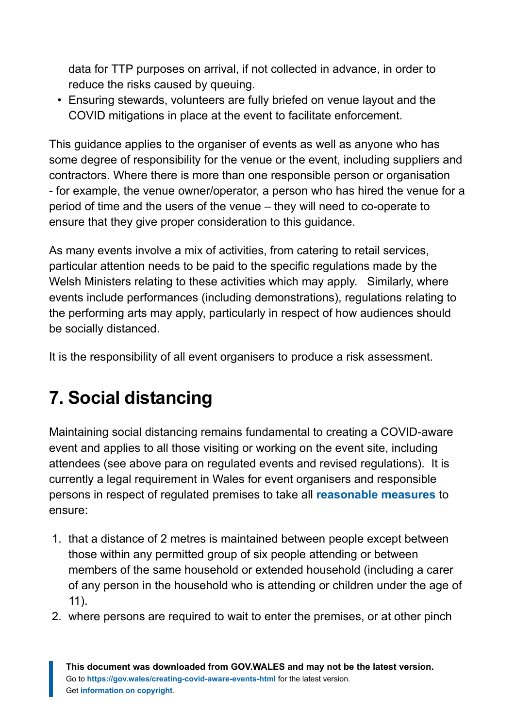data for TTP purposes on arrival, if not collected in advance, in order to reduce the risks caused by queuing.

- Ensuring stewards, volunteers are fully briefed on venue layout and the COVID mitigations in place at the event to facilitate enforcement.

This guidance applies to the organiser of events as well as anyone who has some degree of responsibility for the venue or the event, including suppliers and contractors. Where there is more than one responsible person or organisation - for example, the venue owner/operator, a person who has hired the venue for a period of time and the users of the venue – they will need to co-operate to ensure that they give proper consideration to this guidance.

As many events involve a mix of activities, from catering to retail services, particular attention needs to be paid to the specific regulations made by the Welsh Ministers relating to these activities which may apply. Similarly, where events include performances (including demonstrations), regulations relating to the performing arts may apply, particularly in respect of how audiences should be socially distanced.

It is the responsibility of all event organisers to produce a risk assessment.

## 7. Social distancing

Maintaining social distancing remains fundamental to creating a COVID-aware event and applies to all those visiting or working on the event site, including attendees (see above para on regulated events and revised regulations). It is currently a legal requirement in Wales for event organisers and responsible persons in respect of regulated premises to take all **reasonable measures** to ensure:

1. that a distance of 2 metres is maintained between people except between those within any permitted group of six people attending or between members of the same household or extended household (including a carer of any person in the household who is attending or children under the age of 11).
2. where persons are required to wait to enter the premises, or at other pinch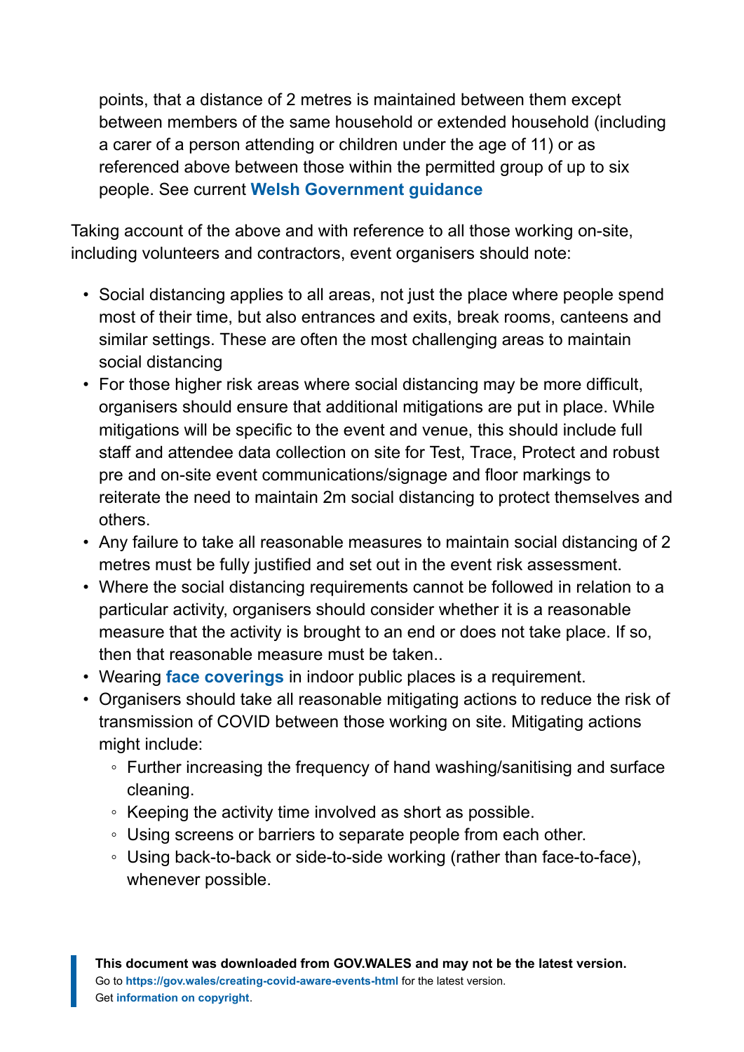points, that a distance of 2 metres is maintained between them except between members of the same household or extended household (including a carer of a person attending or children under the age of 11) or as referenced above between those within the permitted group of up to six people. See current **Welsh Government guidance**

Taking account of the above and with reference to all those working on-site, including volunteers and contractors, event organisers should note:

- Social distancing applies to all areas, not just the place where people spend most of their time, but also entrances and exits, break rooms, canteens and similar settings. These are often the most challenging areas to maintain social distancing
- For those higher risk areas where social distancing may be more difficult, organisers should ensure that additional mitigations are put in place. While mitigations will be specific to the event and venue, this should include full staff and attendee data collection on site for Test, Trace, Protect and robust pre and on-site event communications/signage and floor markings to reiterate the need to maintain 2m social distancing to protect themselves and others.
- Any failure to take all reasonable measures to maintain social distancing of 2 metres must be fully justified and set out in the event risk assessment.
- Where the social distancing requirements cannot be followed in relation to a particular activity, organisers should consider whether it is a reasonable measure that the activity is brought to an end or does not take place. If so, then that reasonable measure must be taken..
- Wearing **face coverings** in indoor public places is a requirement.
- Organisers should take all reasonable mitigating actions to reduce the risk of transmission of COVID between those working on site. Mitigating actions might include:
  - Further increasing the frequency of hand washing/sanitising and surface cleaning.
  - Keeping the activity time involved as short as possible.
  - Using screens or barriers to separate people from each other.
  - Using back-to-back or side-to-side working (rather than face-to-face), whenever possible.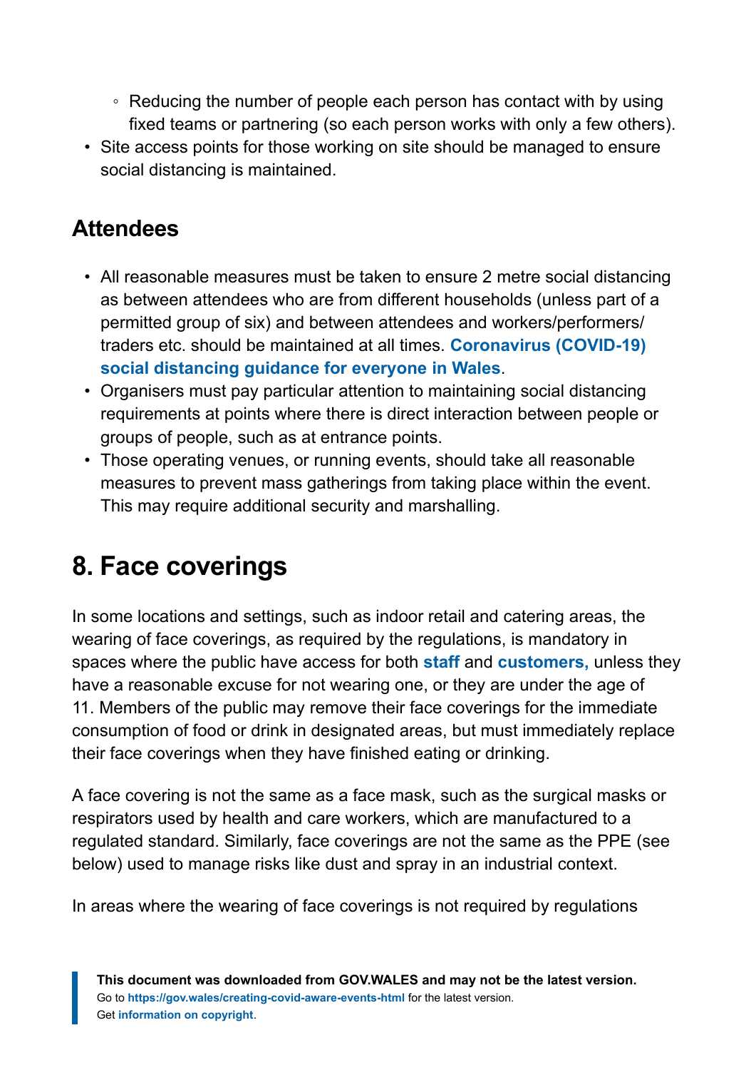- Reducing the number of people each person has contact with by using fixed teams or partnering (so each person works with only a few others).
- Site access points for those working on site should be managed to ensure social distancing is maintained.

### Attendees

- All reasonable measures must be taken to ensure 2 metre social distancing as between attendees who are from different households (unless part of a permitted group of six) and between attendees and workers/performers/traders etc. should be maintained at all times. **Coronavirus (COVID-19) social distancing guidance for everyone in Wales**.
- Organisers must pay particular attention to maintaining social distancing requirements at points where there is direct interaction between people or groups of people, such as at entrance points.
- Those operating venues, or running events, should take all reasonable measures to prevent mass gatherings from taking place within the event. This may require additional security and marshalling.

## 8. Face coverings

In some locations and settings, such as indoor retail and catering areas, the wearing of face coverings, as required by the regulations, is mandatory in spaces where the public have access for both **staff** and **customers,** unless they have a reasonable excuse for not wearing one, or they are under the age of 11. Members of the public may remove their face coverings for the immediate consumption of food or drink in designated areas, but must immediately replace their face coverings when they have finished eating or drinking.

A face covering is not the same as a face mask, such as the surgical masks or respirators used by health and care workers, which are manufactured to a regulated standard. Similarly, face coverings are not the same as the PPE (see below) used to manage risks like dust and spray in an industrial context.

In areas where the wearing of face coverings is not required by regulations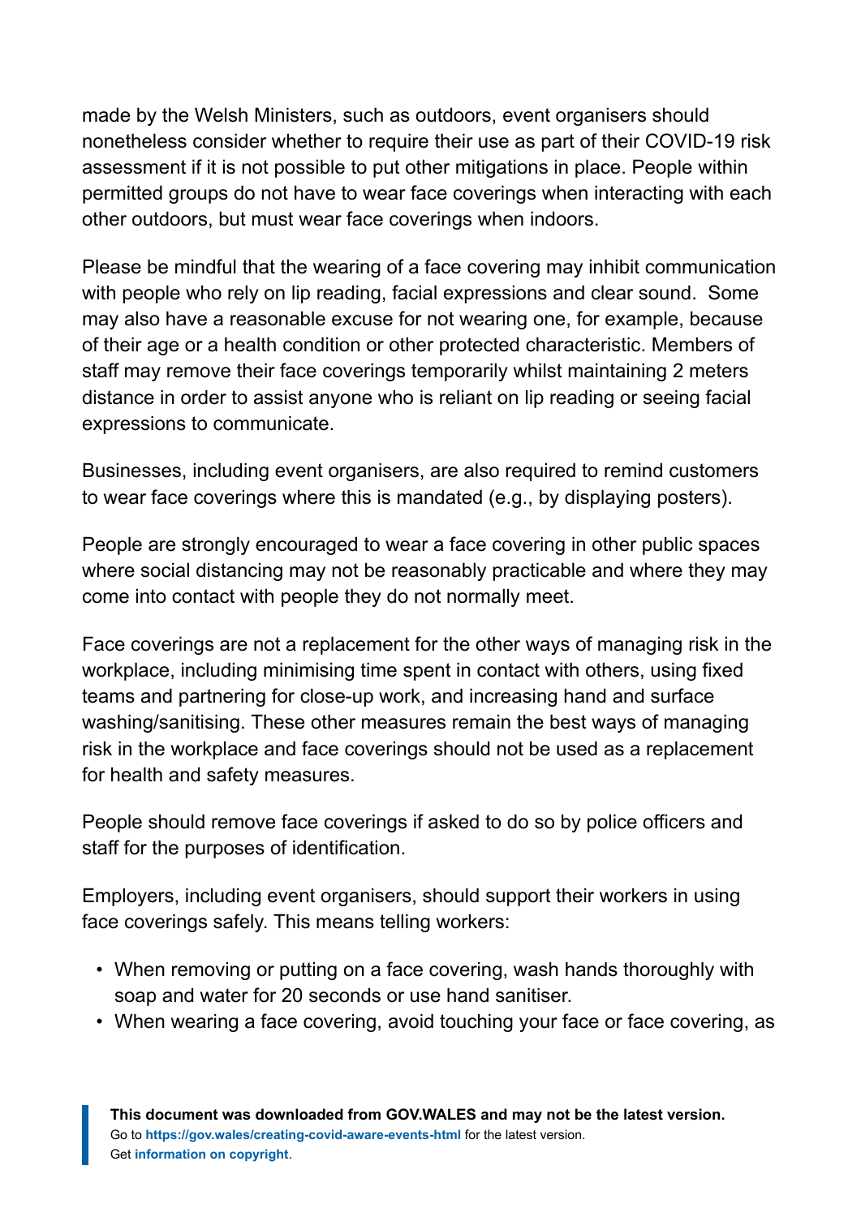made by the Welsh Ministers, such as outdoors, event organisers should nonetheless consider whether to require their use as part of their COVID-19 risk assessment if it is not possible to put other mitigations in place. People within permitted groups do not have to wear face coverings when interacting with each other outdoors, but must wear face coverings when indoors.

Please be mindful that the wearing of a face covering may inhibit communication with people who rely on lip reading, facial expressions and clear sound. Some may also have a reasonable excuse for not wearing one, for example, because of their age or a health condition or other protected characteristic. Members of staff may remove their face coverings temporarily whilst maintaining 2 meters distance in order to assist anyone who is reliant on lip reading or seeing facial expressions to communicate.

Businesses, including event organisers, are also required to remind customers to wear face coverings where this is mandated (e.g., by displaying posters).

People are strongly encouraged to wear a face covering in other public spaces where social distancing may not be reasonably practicable and where they may come into contact with people they do not normally meet.

Face coverings are not a replacement for the other ways of managing risk in the workplace, including minimising time spent in contact with others, using fixed teams and partnering for close-up work, and increasing hand and surface washing/sanitising. These other measures remain the best ways of managing risk in the workplace and face coverings should not be used as a replacement for health and safety measures.

People should remove face coverings if asked to do so by police officers and staff for the purposes of identification.

Employers, including event organisers, should support their workers in using face coverings safely. This means telling workers:

- When removing or putting on a face covering, wash hands thoroughly with soap and water for 20 seconds or use hand sanitiser.
- When wearing a face covering, avoid touching your face or face covering, as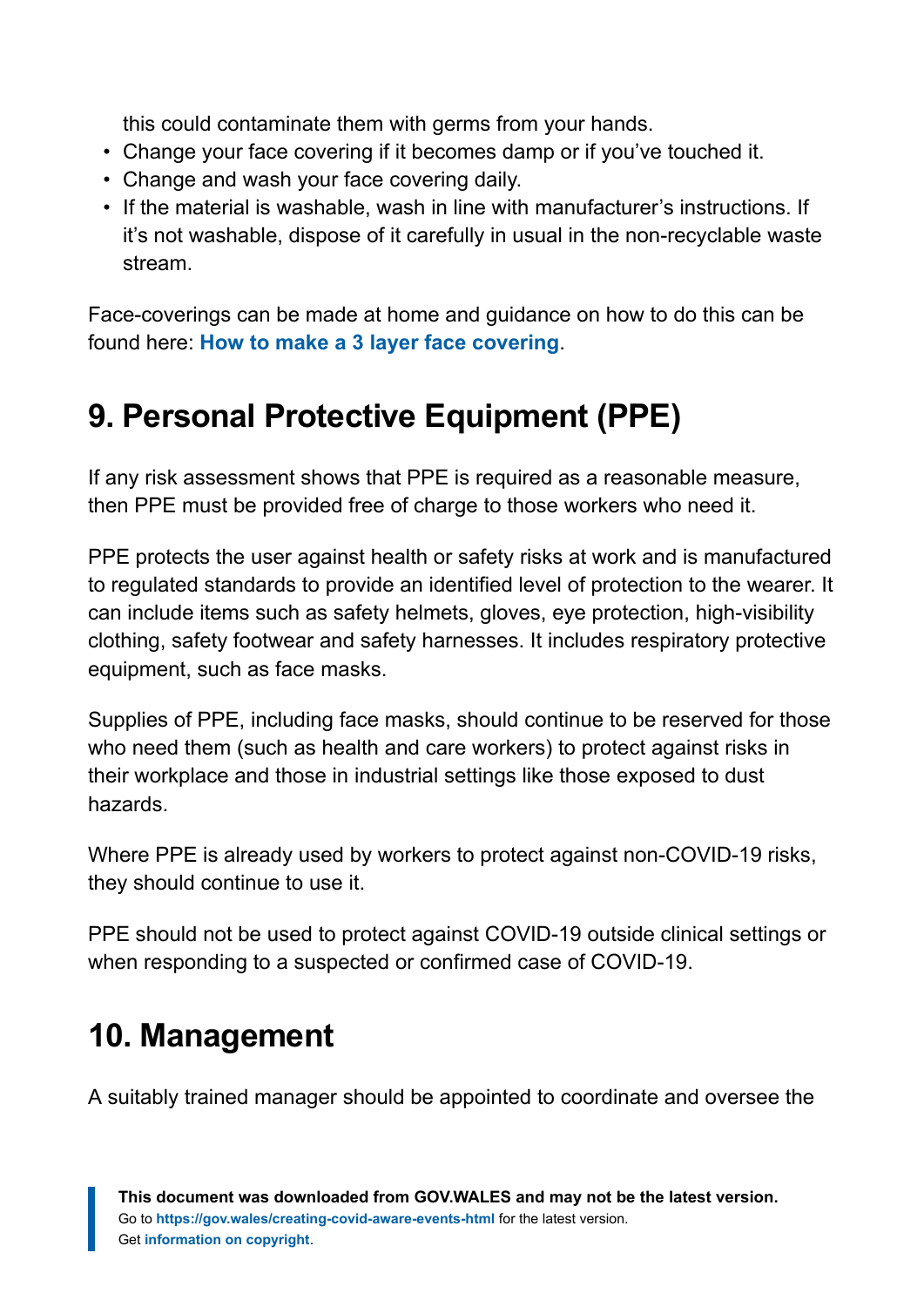this could contaminate them with germs from your hands.

- Change your face covering if it becomes damp or if you've touched it.
- Change and wash your face covering daily.
- If the material is washable, wash in line with manufacturer's instructions. If it's not washable, dispose of it carefully in usual in the non-recyclable waste stream.

Face-coverings can be made at home and guidance on how to do this can be found here: **How to make a 3 layer face covering**.

## 9. Personal Protective Equipment (PPE)

If any risk assessment shows that PPE is required as a reasonable measure, then PPE must be provided free of charge to those workers who need it.

PPE protects the user against health or safety risks at work and is manufactured to regulated standards to provide an identified level of protection to the wearer. It can include items such as safety helmets, gloves, eye protection, high-visibility clothing, safety footwear and safety harnesses. It includes respiratory protective equipment, such as face masks.

Supplies of PPE, including face masks, should continue to be reserved for those who need them (such as health and care workers) to protect against risks in their workplace and those in industrial settings like those exposed to dust hazards.

Where PPE is already used by workers to protect against non-COVID-19 risks, they should continue to use it.

PPE should not be used to protect against COVID-19 outside clinical settings or when responding to a suspected or confirmed case of COVID-19.

## 10. Management

A suitably trained manager should be appointed to coordinate and oversee the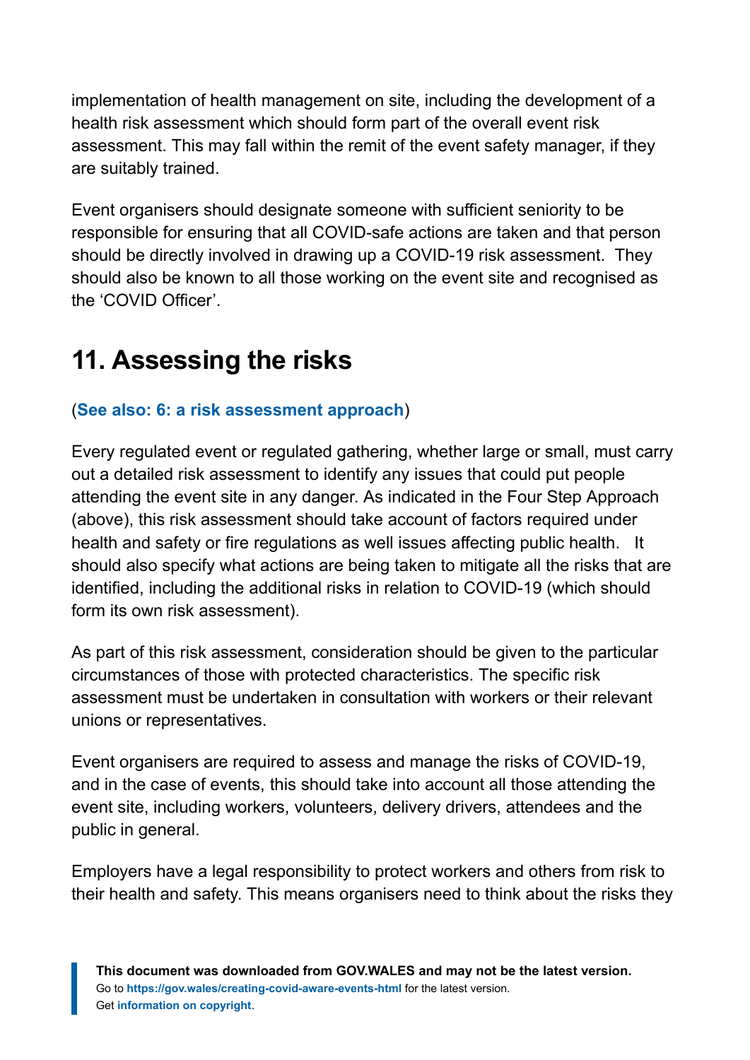implementation of health management on site, including the development of a health risk assessment which should form part of the overall event risk assessment. This may fall within the remit of the event safety manager, if they are suitably trained.

Event organisers should designate someone with sufficient seniority to be responsible for ensuring that all COVID-safe actions are taken and that person should be directly involved in drawing up a COVID-19 risk assessment. They should also be known to all those working on the event site and recognised as the 'COVID Officer'.

## 11. Assessing the risks

(**See also: 6: a risk assessment approach**)

Every regulated event or regulated gathering, whether large or small, must carry out a detailed risk assessment to identify any issues that could put people attending the event site in any danger. As indicated in the Four Step Approach (above), this risk assessment should take account of factors required under health and safety or fire regulations as well issues affecting public health. It should also specify what actions are being taken to mitigate all the risks that are identified, including the additional risks in relation to COVID-19 (which should form its own risk assessment).

As part of this risk assessment, consideration should be given to the particular circumstances of those with protected characteristics. The specific risk assessment must be undertaken in consultation with workers or their relevant unions or representatives.

Event organisers are required to assess and manage the risks of COVID-19, and in the case of events, this should take into account all those attending the event site, including workers, volunteers, delivery drivers, attendees and the public in general.

Employers have a legal responsibility to protect workers and others from risk to their health and safety. This means organisers need to think about the risks they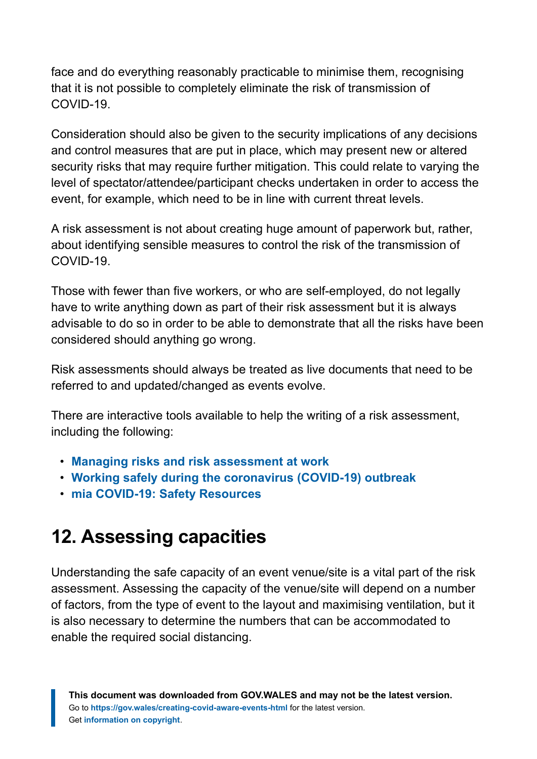face and do everything reasonably practicable to minimise them, recognising that it is not possible to completely eliminate the risk of transmission of COVID-19.

Consideration should also be given to the security implications of any decisions and control measures that are put in place, which may present new or altered security risks that may require further mitigation. This could relate to varying the level of spectator/attendee/participant checks undertaken in order to access the event, for example, which need to be in line with current threat levels.

A risk assessment is not about creating huge amount of paperwork but, rather, about identifying sensible measures to control the risk of the transmission of COVID-19.

Those with fewer than five workers, or who are self-employed, do not legally have to write anything down as part of their risk assessment but it is always advisable to do so in order to be able to demonstrate that all the risks have been considered should anything go wrong.

Risk assessments should always be treated as live documents that need to be referred to and updated/changed as events evolve.

There are interactive tools available to help the writing of a risk assessment, including the following:

- **Managing risks and risk assessment at work**
- **Working safely during the coronavirus (COVID-19) outbreak**
- **mia COVID-19: Safety Resources**

## 12. Assessing capacities

Understanding the safe capacity of an event venue/site is a vital part of the risk assessment. Assessing the capacity of the venue/site will depend on a number of factors, from the type of event to the layout and maximising ventilation, but it is also necessary to determine the numbers that can be accommodated to enable the required social distancing.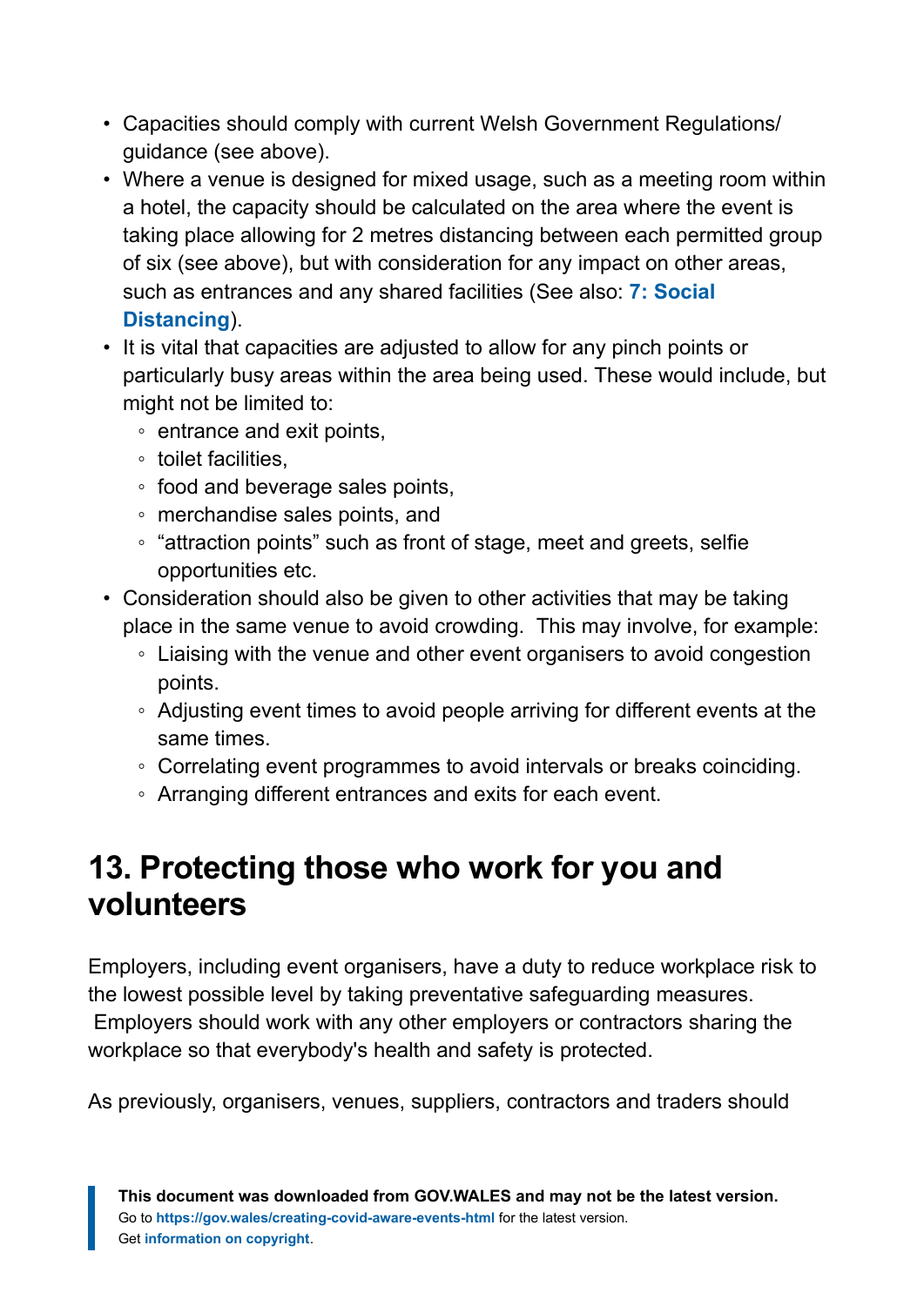- Capacities should comply with current Welsh Government Regulations/ guidance (see above).
- Where a venue is designed for mixed usage, such as a meeting room within a hotel, the capacity should be calculated on the area where the event is taking place allowing for 2 metres distancing between each permitted group of six (see above), but with consideration for any impact on other areas, such as entrances and any shared facilities (See also: **7: Social Distancing**).
- It is vital that capacities are adjusted to allow for any pinch points or particularly busy areas within the area being used. These would include, but might not be limited to:
  - entrance and exit points,
  - toilet facilities,
  - food and beverage sales points,
  - merchandise sales points, and
  - “attraction points” such as front of stage, meet and greets, selfie opportunities etc.
- Consideration should also be given to other activities that may be taking place in the same venue to avoid crowding. This may involve, for example:
  - Liaising with the venue and other event organisers to avoid congestion points.
  - Adjusting event times to avoid people arriving for different events at the same times.
  - Correlating event programmes to avoid intervals or breaks coinciding.
  - Arranging different entrances and exits for each event.

## 13. Protecting those who work for you and volunteers

Employers, including event organisers, have a duty to reduce workplace risk to the lowest possible level by taking preventative safeguarding measures. Employers should work with any other employers or contractors sharing the workplace so that everybody's health and safety is protected.

As previously, organisers, venues, suppliers, contractors and traders should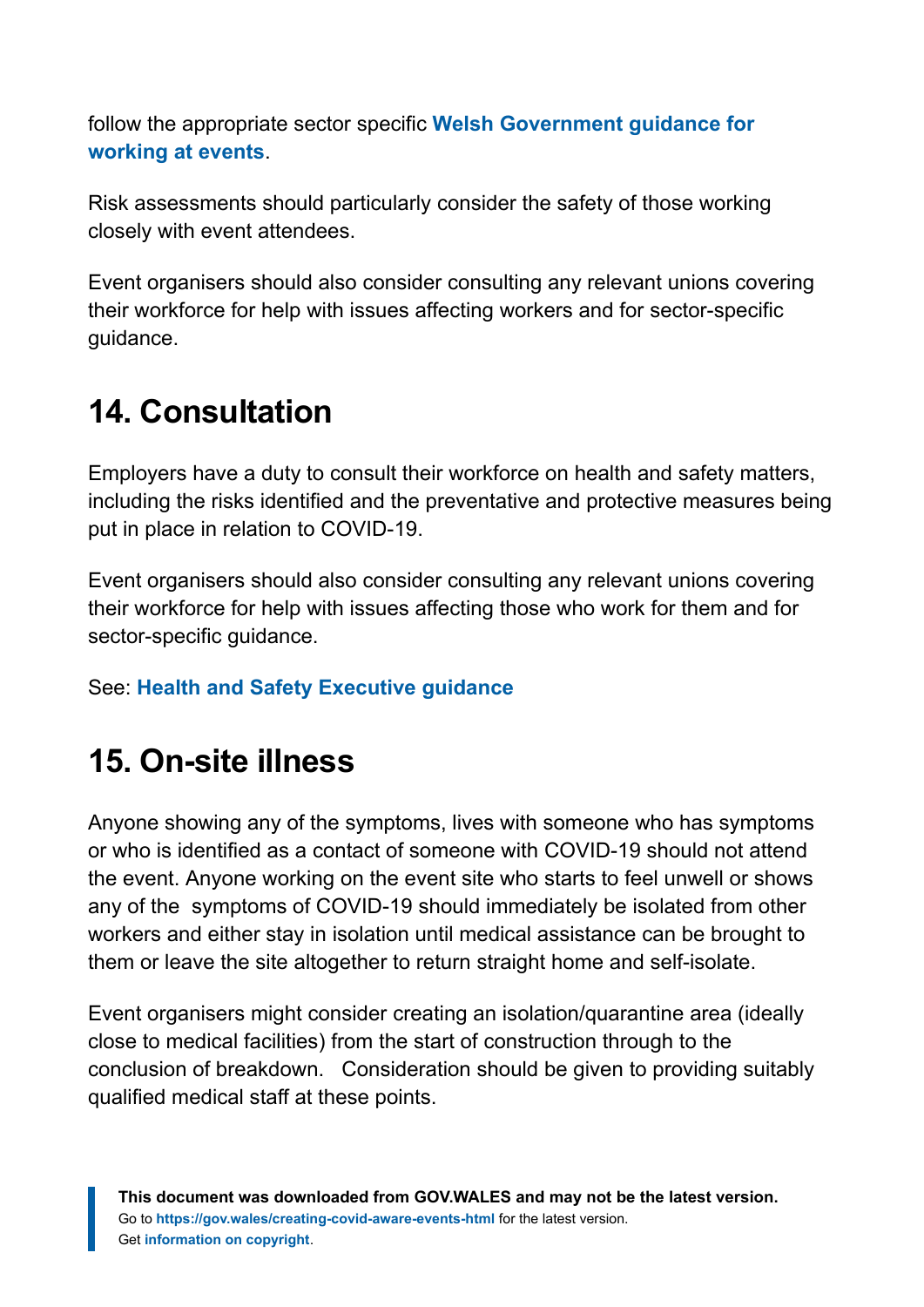follow the appropriate sector specific **Welsh Government guidance for working at events**.

Risk assessments should particularly consider the safety of those working closely with event attendees.

Event organisers should also consider consulting any relevant unions covering their workforce for help with issues affecting workers and for sector-specific guidance.

## 14. Consultation

Employers have a duty to consult their workforce on health and safety matters, including the risks identified and the preventative and protective measures being put in place in relation to COVID-19.

Event organisers should also consider consulting any relevant unions covering their workforce for help with issues affecting those who work for them and for sector-specific guidance.

See: **Health and Safety Executive guidance**

## 15. On-site illness

Anyone showing any of the symptoms, lives with someone who has symptoms or who is identified as a contact of someone with COVID-19 should not attend the event. Anyone working on the event site who starts to feel unwell or shows any of the symptoms of COVID-19 should immediately be isolated from other workers and either stay in isolation until medical assistance can be brought to them or leave the site altogether to return straight home and self-isolate.

Event organisers might consider creating an isolation/quarantine area (ideally close to medical facilities) from the start of construction through to the conclusion of breakdown. Consideration should be given to providing suitably qualified medical staff at these points.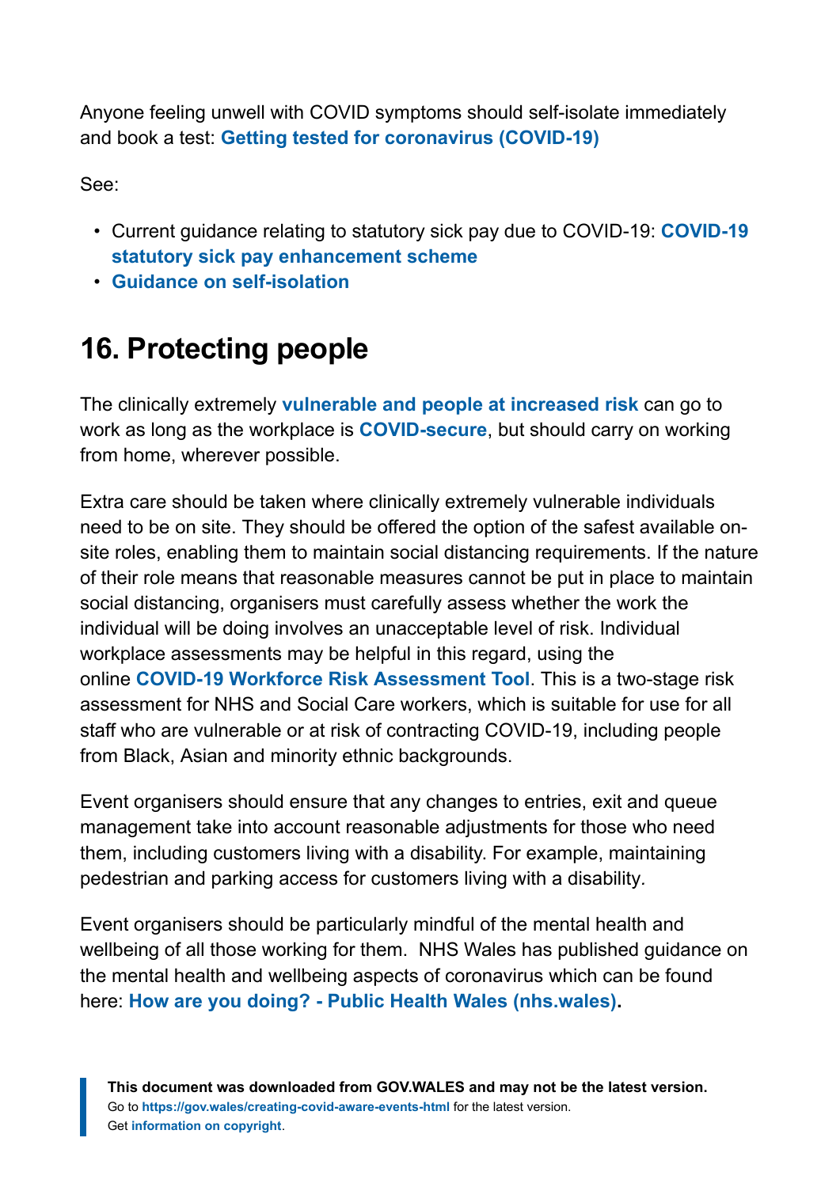Anyone feeling unwell with COVID symptoms should self-isolate immediately and book a test: **Getting tested for coronavirus (COVID-19)**

See:

- Current guidance relating to statutory sick pay due to COVID-19: **COVID-19 statutory sick pay enhancement scheme**
- **Guidance on self-isolation**

## 16. Protecting people

The clinically extremely **vulnerable and people at increased risk** can go to work as long as the workplace is **COVID-secure**, but should carry on working from home, wherever possible.

Extra care should be taken where clinically extremely vulnerable individuals need to be on site. They should be offered the option of the safest available on-site roles, enabling them to maintain social distancing requirements. If the nature of their role means that reasonable measures cannot be put in place to maintain social distancing, organisers must carefully assess whether the work the individual will be doing involves an unacceptable level of risk. Individual workplace assessments may be helpful in this regard, using the online **COVID-19 Workforce Risk Assessment Tool**. This is a two-stage risk assessment for NHS and Social Care workers, which is suitable for use for all staff who are vulnerable or at risk of contracting COVID-19, including people from Black, Asian and minority ethnic backgrounds.

Event organisers should ensure that any changes to entries, exit and queue management take into account reasonable adjustments for those who need them, including customers living with a disability. For example, maintaining pedestrian and parking access for customers living with a disability.

Event organisers should be particularly mindful of the mental health and wellbeing of all those working for them. NHS Wales has published guidance on the mental health and wellbeing aspects of coronavirus which can be found here: **How are you doing? - Public Health Wales (nhs.wales).**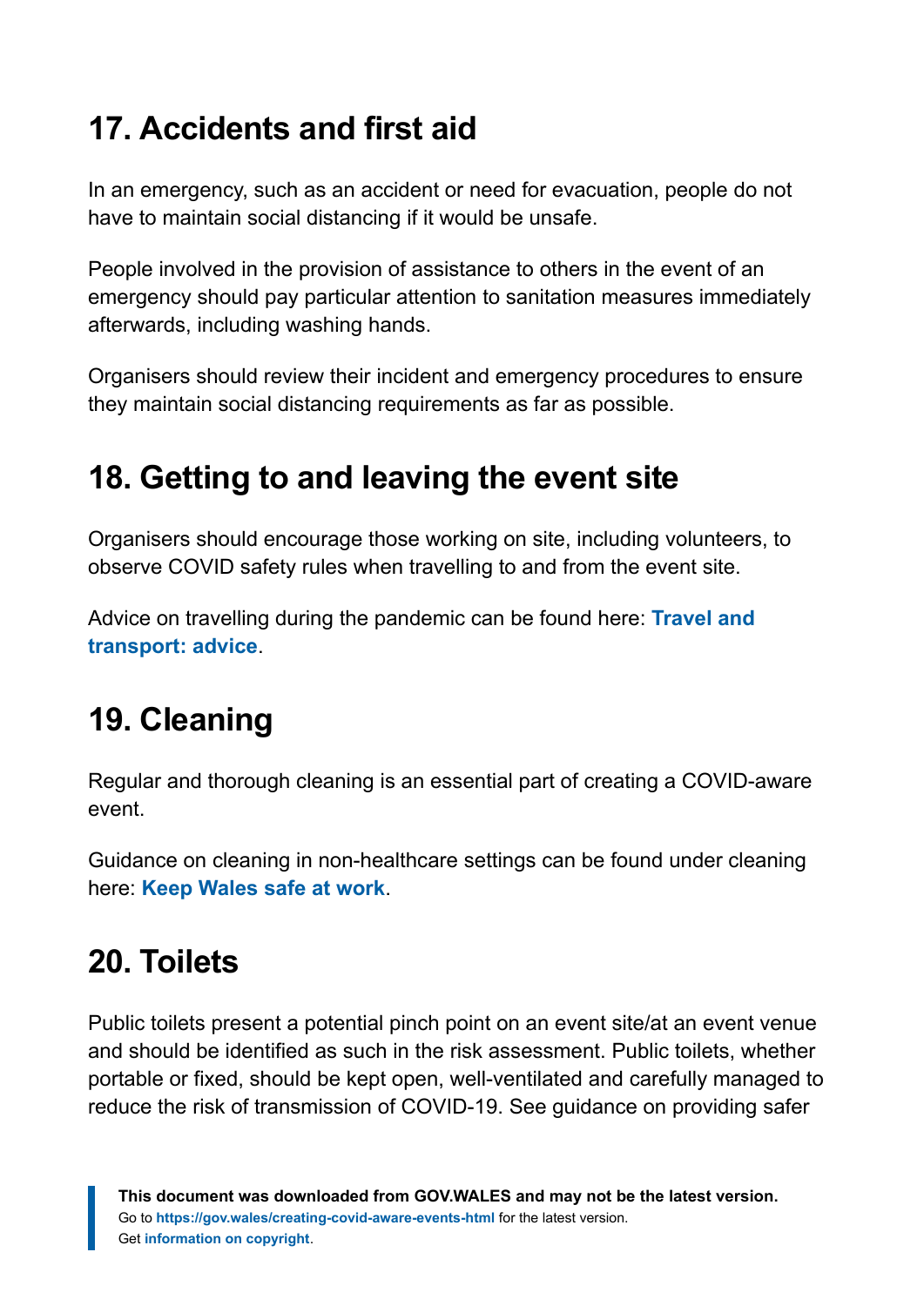## 17. Accidents and first aid

In an emergency, such as an accident or need for evacuation, people do not have to maintain social distancing if it would be unsafe.

People involved in the provision of assistance to others in the event of an emergency should pay particular attention to sanitation measures immediately afterwards, including washing hands.

Organisers should review their incident and emergency procedures to ensure they maintain social distancing requirements as far as possible.

## 18. Getting to and leaving the event site

Organisers should encourage those working on site, including volunteers, to observe COVID safety rules when travelling to and from the event site.

Advice on travelling during the pandemic can be found here: **Travel and transport: advice**.

## 19. Cleaning

Regular and thorough cleaning is an essential part of creating a COVID-aware event.

Guidance on cleaning in non-healthcare settings can be found under cleaning here: **Keep Wales safe at work**.

## 20. Toilets

Public toilets present a potential pinch point on an event site/at an event venue and should be identified as such in the risk assessment. Public toilets, whether portable or fixed, should be kept open, well-ventilated and carefully managed to reduce the risk of transmission of COVID-19. See guidance on providing safer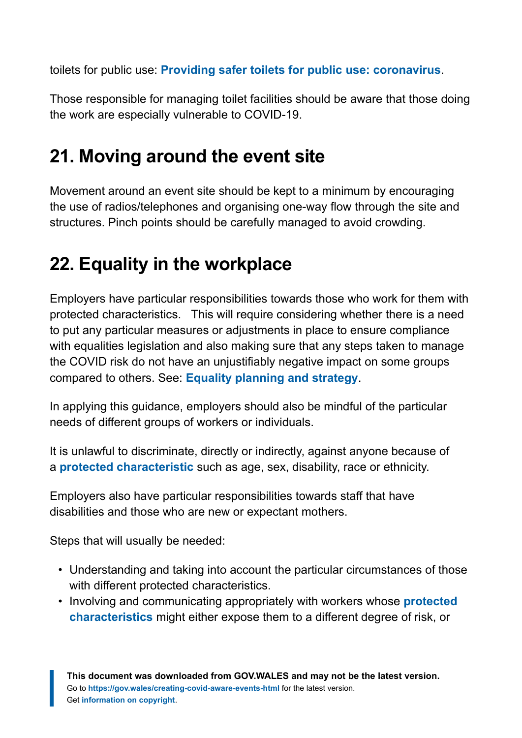toilets for public use: **Providing safer toilets for public use: coronavirus**.

Those responsible for managing toilet facilities should be aware that those doing the work are especially vulnerable to COVID-19.

## 21. Moving around the event site

Movement around an event site should be kept to a minimum by encouraging the use of radios/telephones and organising one-way flow through the site and structures. Pinch points should be carefully managed to avoid crowding.

## 22. Equality in the workplace

Employers have particular responsibilities towards those who work for them with protected characteristics. This will require considering whether there is a need to put any particular measures or adjustments in place to ensure compliance with equalities legislation and also making sure that any steps taken to manage the COVID risk do not have an unjustifiably negative impact on some groups compared to others. See: **Equality planning and strategy**.

In applying this guidance, employers should also be mindful of the particular needs of different groups of workers or individuals.

It is unlawful to discriminate, directly or indirectly, against anyone because of a **protected characteristic** such as age, sex, disability, race or ethnicity.

Employers also have particular responsibilities towards staff that have disabilities and those who are new or expectant mothers.

Steps that will usually be needed:

- Understanding and taking into account the particular circumstances of those with different protected characteristics.
- Involving and communicating appropriately with workers whose **protected characteristics** might either expose them to a different degree of risk, or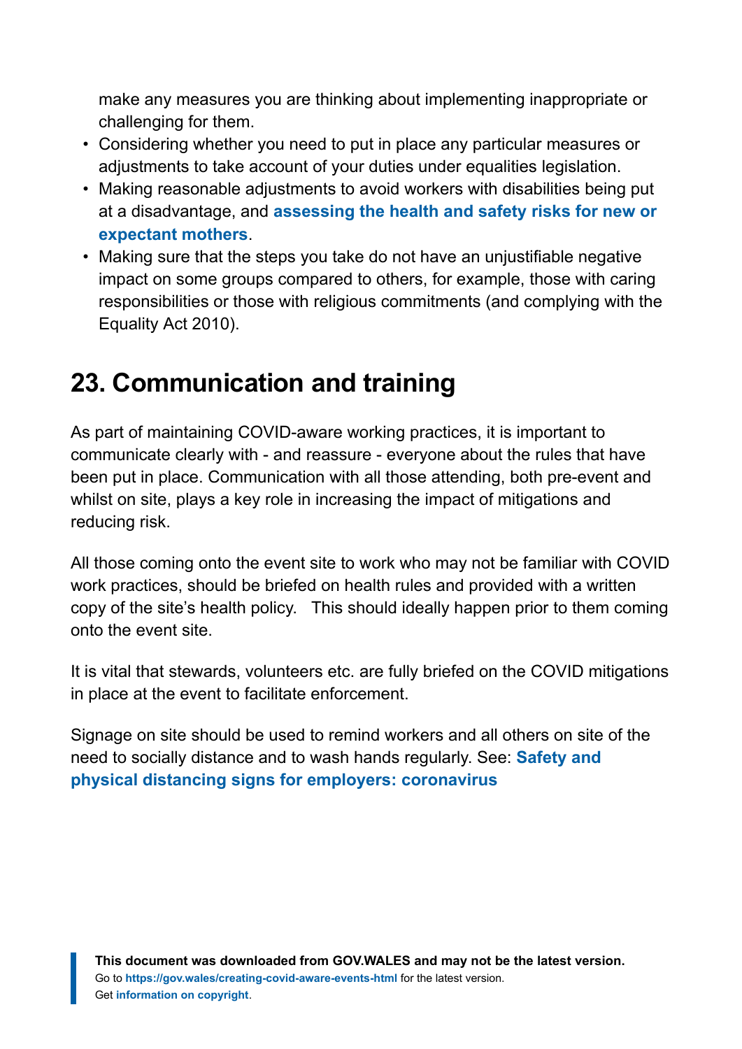make any measures you are thinking about implementing inappropriate or challenging for them.

- Considering whether you need to put in place any particular measures or adjustments to take account of your duties under equalities legislation.
- Making reasonable adjustments to avoid workers with disabilities being put at a disadvantage, and **assessing the health and safety risks for new or expectant mothers**.
- Making sure that the steps you take do not have an unjustifiable negative impact on some groups compared to others, for example, those with caring responsibilities or those with religious commitments (and complying with the Equality Act 2010).

## 23. Communication and training

As part of maintaining COVID-aware working practices, it is important to communicate clearly with - and reassure - everyone about the rules that have been put in place. Communication with all those attending, both pre-event and whilst on site, plays a key role in increasing the impact of mitigations and reducing risk.

All those coming onto the event site to work who may not be familiar with COVID work practices, should be briefed on health rules and provided with a written copy of the site's health policy. This should ideally happen prior to them coming onto the event site.

It is vital that stewards, volunteers etc. are fully briefed on the COVID mitigations in place at the event to facilitate enforcement.

Signage on site should be used to remind workers and all others on site of the need to socially distance and to wash hands regularly. See: **Safety and physical distancing signs for employers: coronavirus**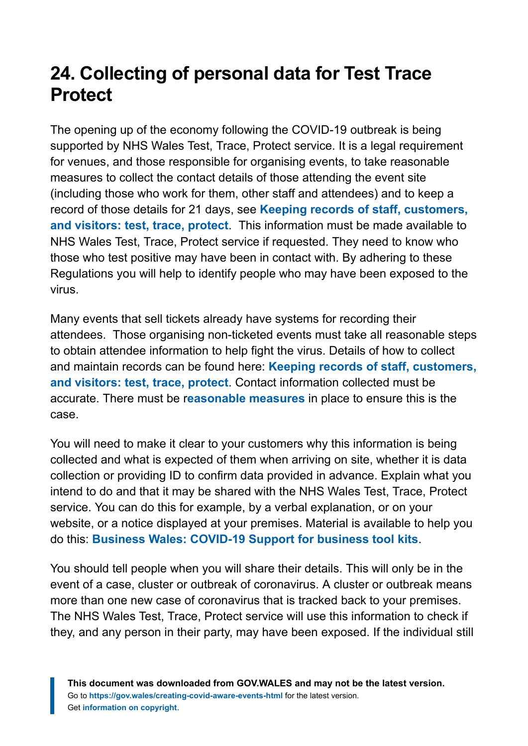## 24. Collecting of personal data for Test Trace Protect

The opening up of the economy following the COVID-19 outbreak is being supported by NHS Wales Test, Trace, Protect service. It is a legal requirement for venues, and those responsible for organising events, to take reasonable measures to collect the contact details of those attending the event site (including those who work for them, other staff and attendees) and to keep a record of those details for 21 days, see **Keeping records of staff, customers, and visitors: test, trace, protect**. This information must be made available to NHS Wales Test, Trace, Protect service if requested. They need to know who those who test positive may have been in contact with. By adhering to these Regulations you will help to identify people who may have been exposed to the virus.

Many events that sell tickets already have systems for recording their attendees. Those organising non-ticketed events must take all reasonable steps to obtain attendee information to help fight the virus. Details of how to collect and maintain records can be found here: **Keeping records of staff, customers, and visitors: test, trace, protect**. Contact information collected must be accurate. There must be r**easonable measures** in place to ensure this is the case.

You will need to make it clear to your customers why this information is being collected and what is expected of them when arriving on site, whether it is data collection or providing ID to confirm data provided in advance. Explain what you intend to do and that it may be shared with the NHS Wales Test, Trace, Protect service. You can do this for example, by a verbal explanation, or on your website, or a notice displayed at your premises. Material is available to help you do this: **Business Wales: COVID-19 Support for business tool kits**.

You should tell people when you will share their details. This will only be in the event of a case, cluster or outbreak of coronavirus. A cluster or outbreak means more than one new case of coronavirus that is tracked back to your premises. The NHS Wales Test, Trace, Protect service will use this information to check if they, and any person in their party, may have been exposed. If the individual still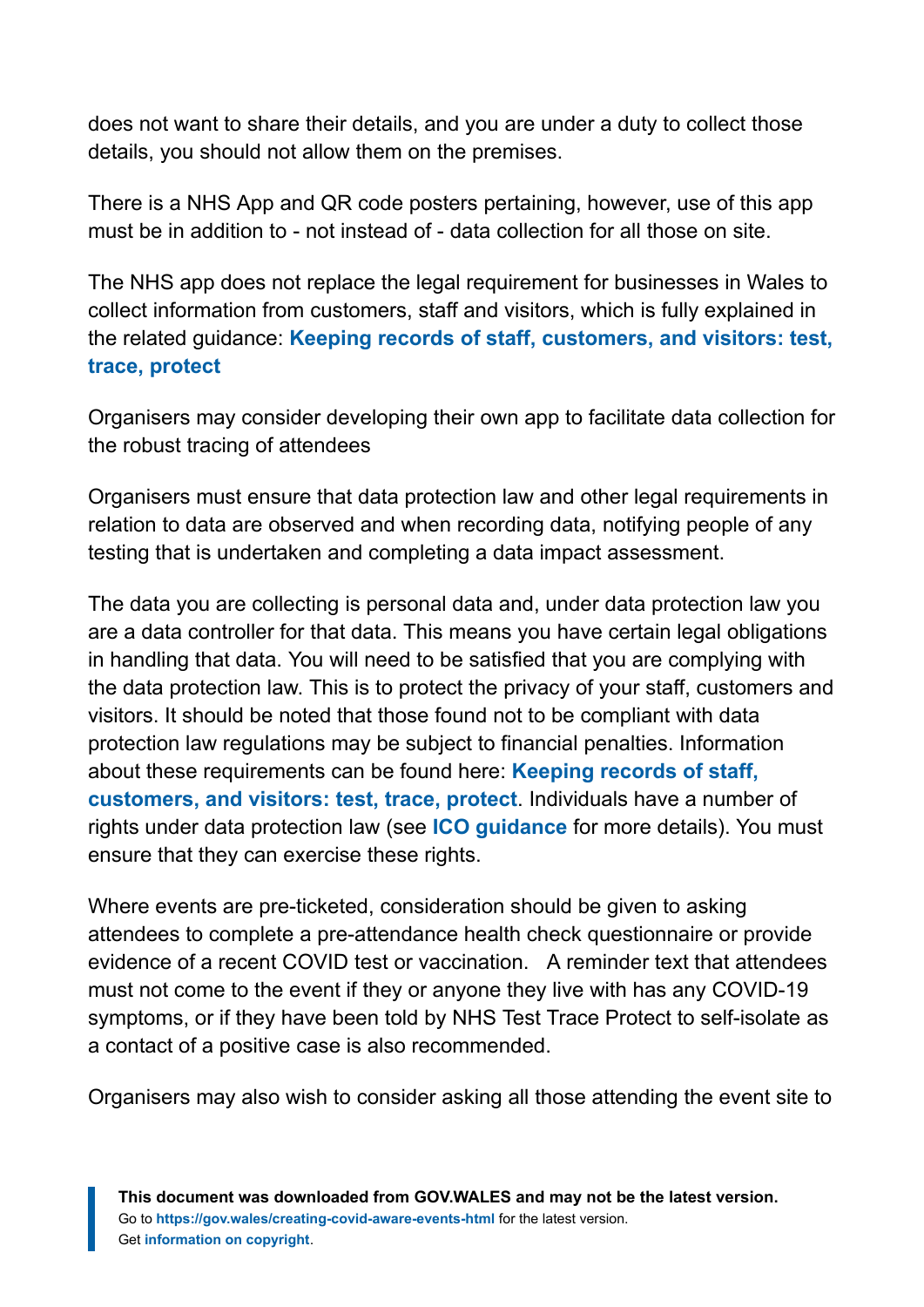does not want to share their details, and you are under a duty to collect those details, you should not allow them on the premises.

There is a NHS App and QR code posters pertaining, however, use of this app must be in addition to - not instead of - data collection for all those on site.

The NHS app does not replace the legal requirement for businesses in Wales to collect information from customers, staff and visitors, which is fully explained in the related guidance: **Keeping records of staff, customers, and visitors: test, trace, protect**

Organisers may consider developing their own app to facilitate data collection for the robust tracing of attendees

Organisers must ensure that data protection law and other legal requirements in relation to data are observed and when recording data, notifying people of any testing that is undertaken and completing a data impact assessment.

The data you are collecting is personal data and, under data protection law you are a data controller for that data. This means you have certain legal obligations in handling that data. You will need to be satisfied that you are complying with the data protection law. This is to protect the privacy of your staff, customers and visitors. It should be noted that those found not to be compliant with data protection law regulations may be subject to financial penalties. Information about these requirements can be found here: **Keeping records of staff, customers, and visitors: test, trace, protect**. Individuals have a number of rights under data protection law (see **ICO guidance** for more details). You must ensure that they can exercise these rights.

Where events are pre-ticketed, consideration should be given to asking attendees to complete a pre-attendance health check questionnaire or provide evidence of a recent COVID test or vaccination. A reminder text that attendees must not come to the event if they or anyone they live with has any COVID-19 symptoms, or if they have been told by NHS Test Trace Protect to self-isolate as a contact of a positive case is also recommended.

Organisers may also wish to consider asking all those attending the event site to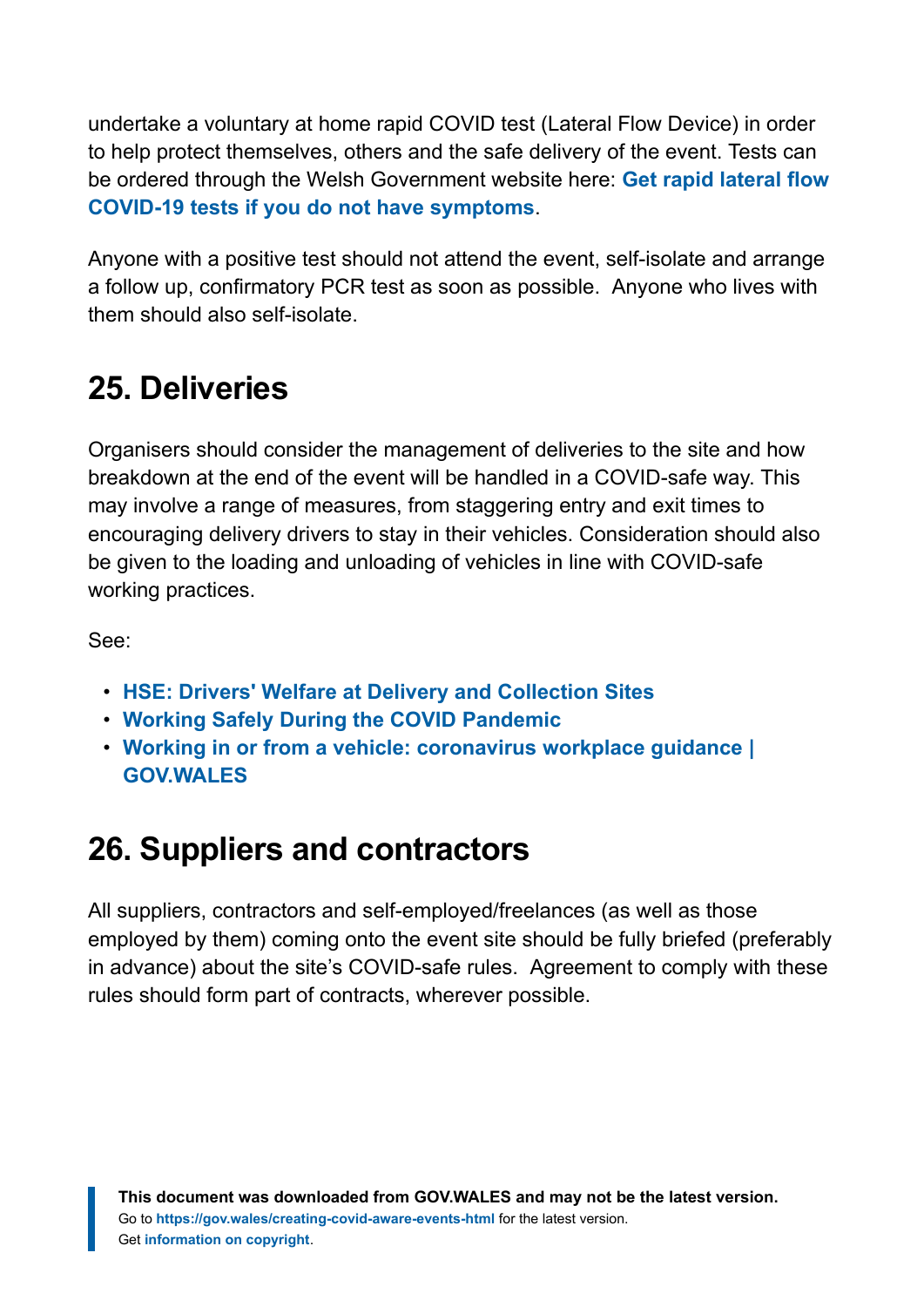undertake a voluntary at home rapid COVID test (Lateral Flow Device) in order to help protect themselves, others and the safe delivery of the event. Tests can be ordered through the Welsh Government website here: **Get rapid lateral flow COVID-19 tests if you do not have symptoms**.

Anyone with a positive test should not attend the event, self-isolate and arrange a follow up, confirmatory PCR test as soon as possible. Anyone who lives with them should also self-isolate.

## 25. Deliveries

Organisers should consider the management of deliveries to the site and how breakdown at the end of the event will be handled in a COVID-safe way. This may involve a range of measures, from staggering entry and exit times to encouraging delivery drivers to stay in their vehicles. Consideration should also be given to the loading and unloading of vehicles in line with COVID-safe working practices.

See:

- **HSE: Drivers' Welfare at Delivery and Collection Sites**
- **Working Safely During the COVID Pandemic**
- **Working in or from a vehicle: coronavirus workplace guidance | GOV.WALES**

## 26. Suppliers and contractors

All suppliers, contractors and self-employed/freelances (as well as those employed by them) coming onto the event site should be fully briefed (preferably in advance) about the site's COVID-safe rules. Agreement to comply with these rules should form part of contracts, wherever possible.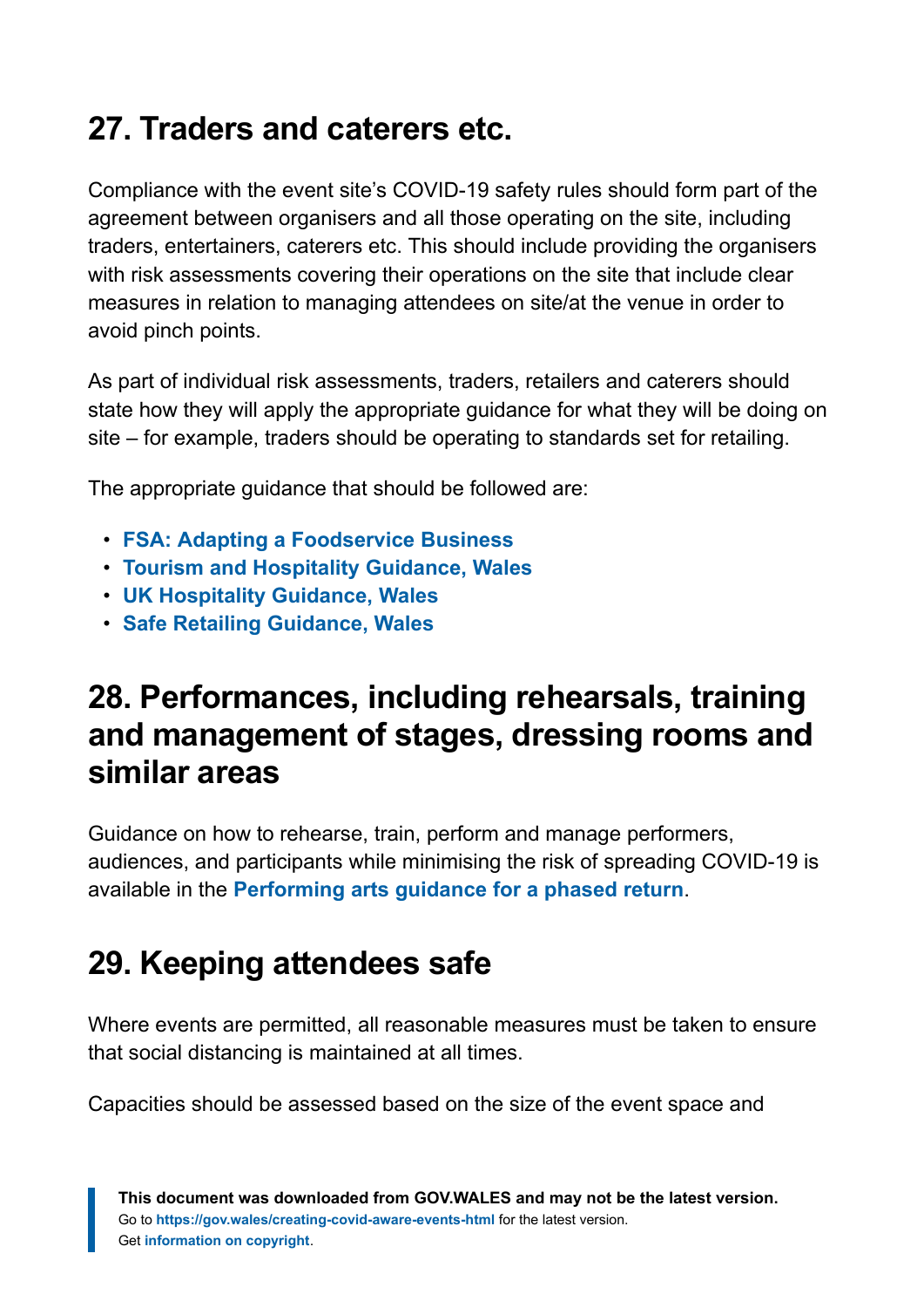## 27. Traders and caterers etc.

Compliance with the event site's COVID-19 safety rules should form part of the agreement between organisers and all those operating on the site, including traders, entertainers, caterers etc. This should include providing the organisers with risk assessments covering their operations on the site that include clear measures in relation to managing attendees on site/at the venue in order to avoid pinch points.

As part of individual risk assessments, traders, retailers and caterers should state how they will apply the appropriate guidance for what they will be doing on site – for example, traders should be operating to standards set for retailing.

The appropriate guidance that should be followed are:

- **FSA: Adapting a Foodservice Business**
- **Tourism and Hospitality Guidance, Wales**
- **UK Hospitality Guidance, Wales**
- **Safe Retailing Guidance, Wales**

## 28. Performances, including rehearsals, training and management of stages, dressing rooms and similar areas

Guidance on how to rehearse, train, perform and manage performers, audiences, and participants while minimising the risk of spreading COVID-19 is available in the **Performing arts guidance for a phased return**.

## 29. Keeping attendees safe

Where events are permitted, all reasonable measures must be taken to ensure that social distancing is maintained at all times.

Capacities should be assessed based on the size of the event space and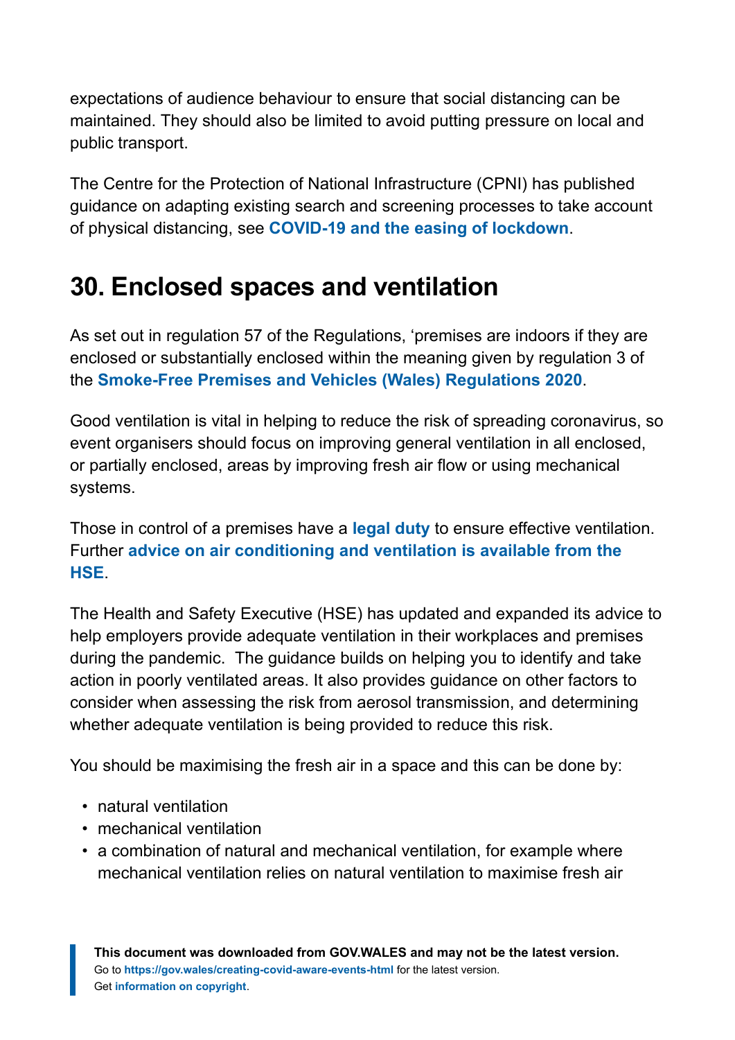expectations of audience behaviour to ensure that social distancing can be maintained. They should also be limited to avoid putting pressure on local and public transport.

The Centre for the Protection of National Infrastructure (CPNI) has published guidance on adapting existing search and screening processes to take account of physical distancing, see **COVID-19 and the easing of lockdown**.

## 30. Enclosed spaces and ventilation

As set out in regulation 57 of the Regulations, 'premises are indoors if they are enclosed or substantially enclosed within the meaning given by regulation 3 of the **Smoke-Free Premises and Vehicles (Wales) Regulations 2020**.

Good ventilation is vital in helping to reduce the risk of spreading coronavirus, so event organisers should focus on improving general ventilation in all enclosed, or partially enclosed, areas by improving fresh air flow or using mechanical systems.

Those in control of a premises have a **legal duty** to ensure effective ventilation. Further **advice on air conditioning and ventilation is available from the HSE**.

The Health and Safety Executive (HSE) has updated and expanded its advice to help employers provide adequate ventilation in their workplaces and premises during the pandemic. The guidance builds on helping you to identify and take action in poorly ventilated areas. It also provides guidance on other factors to consider when assessing the risk from aerosol transmission, and determining whether adequate ventilation is being provided to reduce this risk.

You should be maximising the fresh air in a space and this can be done by:

- natural ventilation
- mechanical ventilation
- a combination of natural and mechanical ventilation, for example where mechanical ventilation relies on natural ventilation to maximise fresh air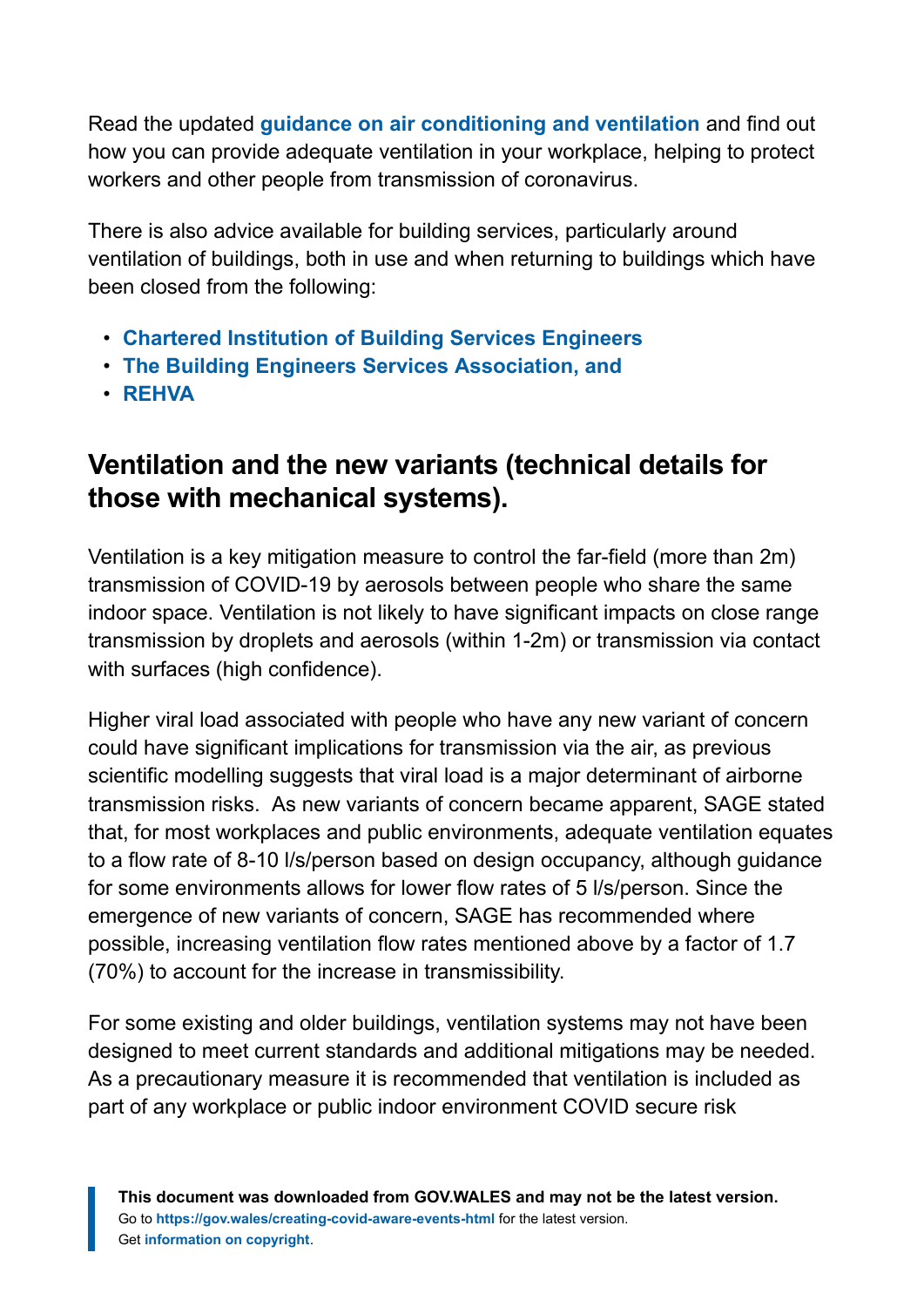Read the updated **guidance on air conditioning and ventilation** and find out how you can provide adequate ventilation in your workplace, helping to protect workers and other people from transmission of coronavirus.

There is also advice available for building services, particularly around ventilation of buildings, both in use and when returning to buildings which have been closed from the following:

- **Chartered Institution of Building Services Engineers**
- **The Building Engineers Services Association, and**
- **REHVA**

## Ventilation and the new variants (technical details for those with mechanical systems).

Ventilation is a key mitigation measure to control the far-field (more than 2m) transmission of COVID-19 by aerosols between people who share the same indoor space. Ventilation is not likely to have significant impacts on close range transmission by droplets and aerosols (within 1-2m) or transmission via contact with surfaces (high confidence).

Higher viral load associated with people who have any new variant of concern could have significant implications for transmission via the air, as previous scientific modelling suggests that viral load is a major determinant of airborne transmission risks. As new variants of concern became apparent, SAGE stated that, for most workplaces and public environments, adequate ventilation equates to a flow rate of 8-10 l/s/person based on design occupancy, although guidance for some environments allows for lower flow rates of 5 l/s/person. Since the emergence of new variants of concern, SAGE has recommended where possible, increasing ventilation flow rates mentioned above by a factor of 1.7 (70%) to account for the increase in transmissibility.

For some existing and older buildings, ventilation systems may not have been designed to meet current standards and additional mitigations may be needed. As a precautionary measure it is recommended that ventilation is included as part of any workplace or public indoor environment COVID secure risk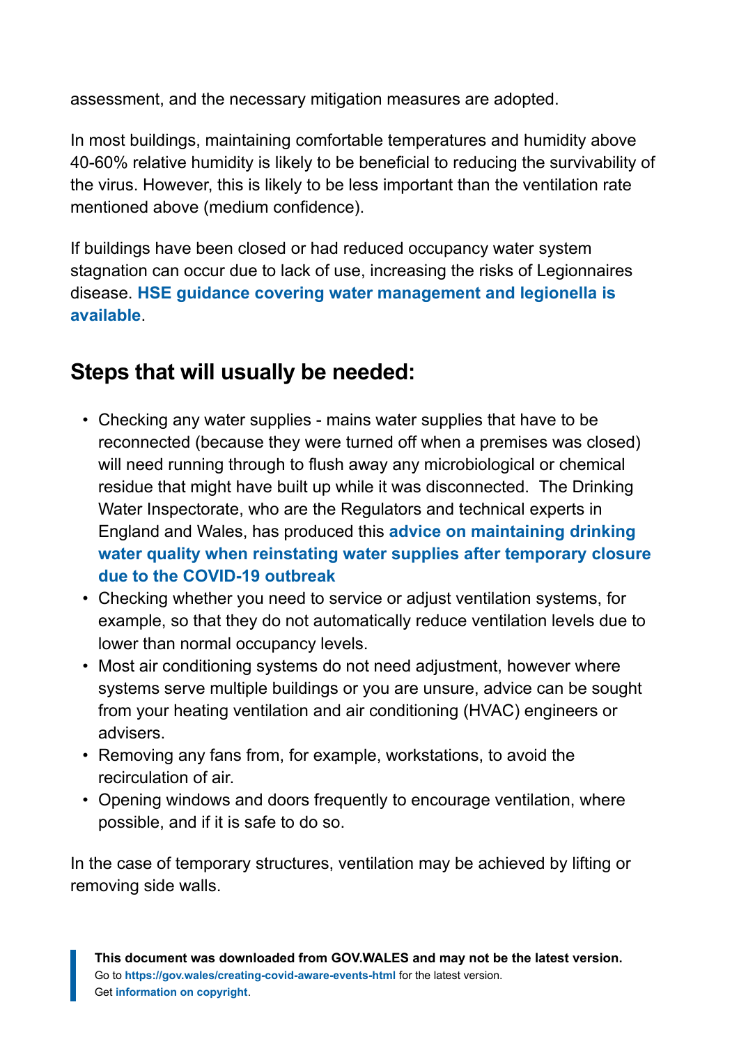assessment, and the necessary mitigation measures are adopted.

In most buildings, maintaining comfortable temperatures and humidity above 40-60% relative humidity is likely to be beneficial to reducing the survivability of the virus. However, this is likely to be less important than the ventilation rate mentioned above (medium confidence).

If buildings have been closed or had reduced occupancy water system stagnation can occur due to lack of use, increasing the risks of Legionnaires disease. **HSE guidance covering water management and legionella is available**.

## Steps that will usually be needed:

- Checking any water supplies - mains water supplies that have to be reconnected (because they were turned off when a premises was closed) will need running through to flush away any microbiological or chemical residue that might have built up while it was disconnected. The Drinking Water Inspectorate, who are the Regulators and technical experts in England and Wales, has produced this **advice on maintaining drinking water quality when reinstating water supplies after temporary closure due to the COVID-19 outbreak**
- Checking whether you need to service or adjust ventilation systems, for example, so that they do not automatically reduce ventilation levels due to lower than normal occupancy levels.
- Most air conditioning systems do not need adjustment, however where systems serve multiple buildings or you are unsure, advice can be sought from your heating ventilation and air conditioning (HVAC) engineers or advisers.
- Removing any fans from, for example, workstations, to avoid the recirculation of air.
- Opening windows and doors frequently to encourage ventilation, where possible, and if it is safe to do so.

In the case of temporary structures, ventilation may be achieved by lifting or removing side walls.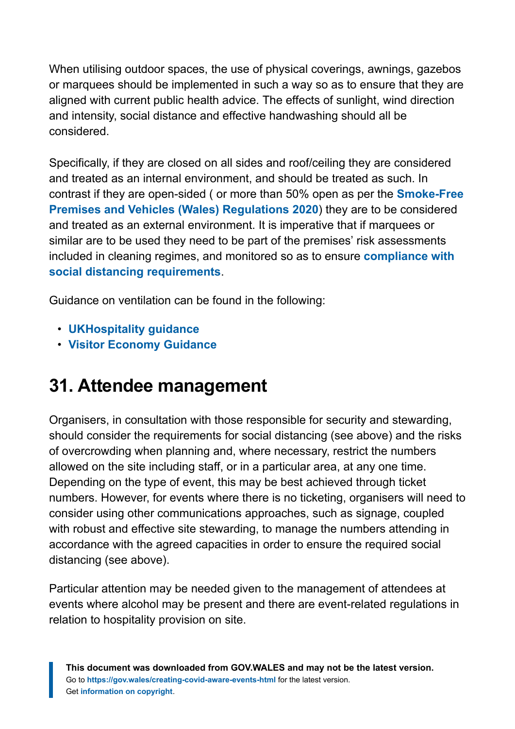When utilising outdoor spaces, the use of physical coverings, awnings, gazebos or marquees should be implemented in such a way so as to ensure that they are aligned with current public health advice. The effects of sunlight, wind direction and intensity, social distance and effective handwashing should all be considered.

Specifically, if they are closed on all sides and roof/ceiling they are considered and treated as an internal environment, and should be treated as such. In contrast if they are open-sided ( or more than 50% open as per the **Smoke-Free Premises and Vehicles (Wales) Regulations 2020**) they are to be considered and treated as an external environment. It is imperative that if marquees or similar are to be used they need to be part of the premises' risk assessments included in cleaning regimes, and monitored so as to ensure **compliance with social distancing requirements**.

Guidance on ventilation can be found in the following:

- **UKHospitality guidance**
- **Visitor Economy Guidance**

## 31. Attendee management

Organisers, in consultation with those responsible for security and stewarding, should consider the requirements for social distancing (see above) and the risks of overcrowding when planning and, where necessary, restrict the numbers allowed on the site including staff, or in a particular area, at any one time. Depending on the type of event, this may be best achieved through ticket numbers. However, for events where there is no ticketing, organisers will need to consider using other communications approaches, such as signage, coupled with robust and effective site stewarding, to manage the numbers attending in accordance with the agreed capacities in order to ensure the required social distancing (see above).

Particular attention may be needed given to the management of attendees at events where alcohol may be present and there are event-related regulations in relation to hospitality provision on site.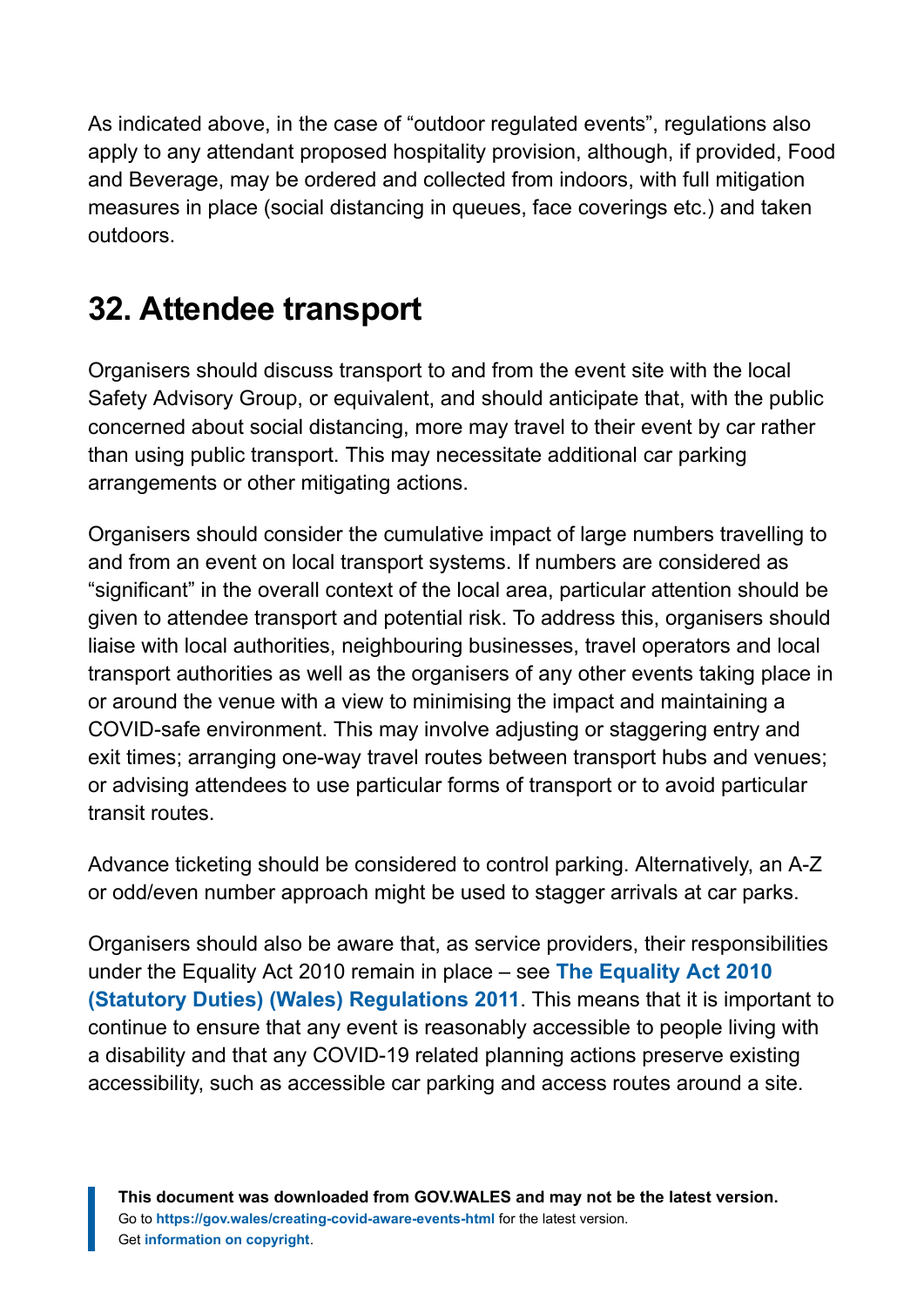As indicated above, in the case of "outdoor regulated events", regulations also apply to any attendant proposed hospitality provision, although, if provided, Food and Beverage, may be ordered and collected from indoors, with full mitigation measures in place (social distancing in queues, face coverings etc.) and taken outdoors.

## 32. Attendee transport

Organisers should discuss transport to and from the event site with the local Safety Advisory Group, or equivalent, and should anticipate that, with the public concerned about social distancing, more may travel to their event by car rather than using public transport. This may necessitate additional car parking arrangements or other mitigating actions.

Organisers should consider the cumulative impact of large numbers travelling to and from an event on local transport systems. If numbers are considered as "significant" in the overall context of the local area, particular attention should be given to attendee transport and potential risk. To address this, organisers should liaise with local authorities, neighbouring businesses, travel operators and local transport authorities as well as the organisers of any other events taking place in or around the venue with a view to minimising the impact and maintaining a COVID-safe environment. This may involve adjusting or staggering entry and exit times; arranging one-way travel routes between transport hubs and venues; or advising attendees to use particular forms of transport or to avoid particular transit routes.

Advance ticketing should be considered to control parking. Alternatively, an A-Z or odd/even number approach might be used to stagger arrivals at car parks.

Organisers should also be aware that, as service providers, their responsibilities under the Equality Act 2010 remain in place – see **The Equality Act 2010 (Statutory Duties) (Wales) Regulations 2011**. This means that it is important to continue to ensure that any event is reasonably accessible to people living with a disability and that any COVID-19 related planning actions preserve existing accessibility, such as accessible car parking and access routes around a site.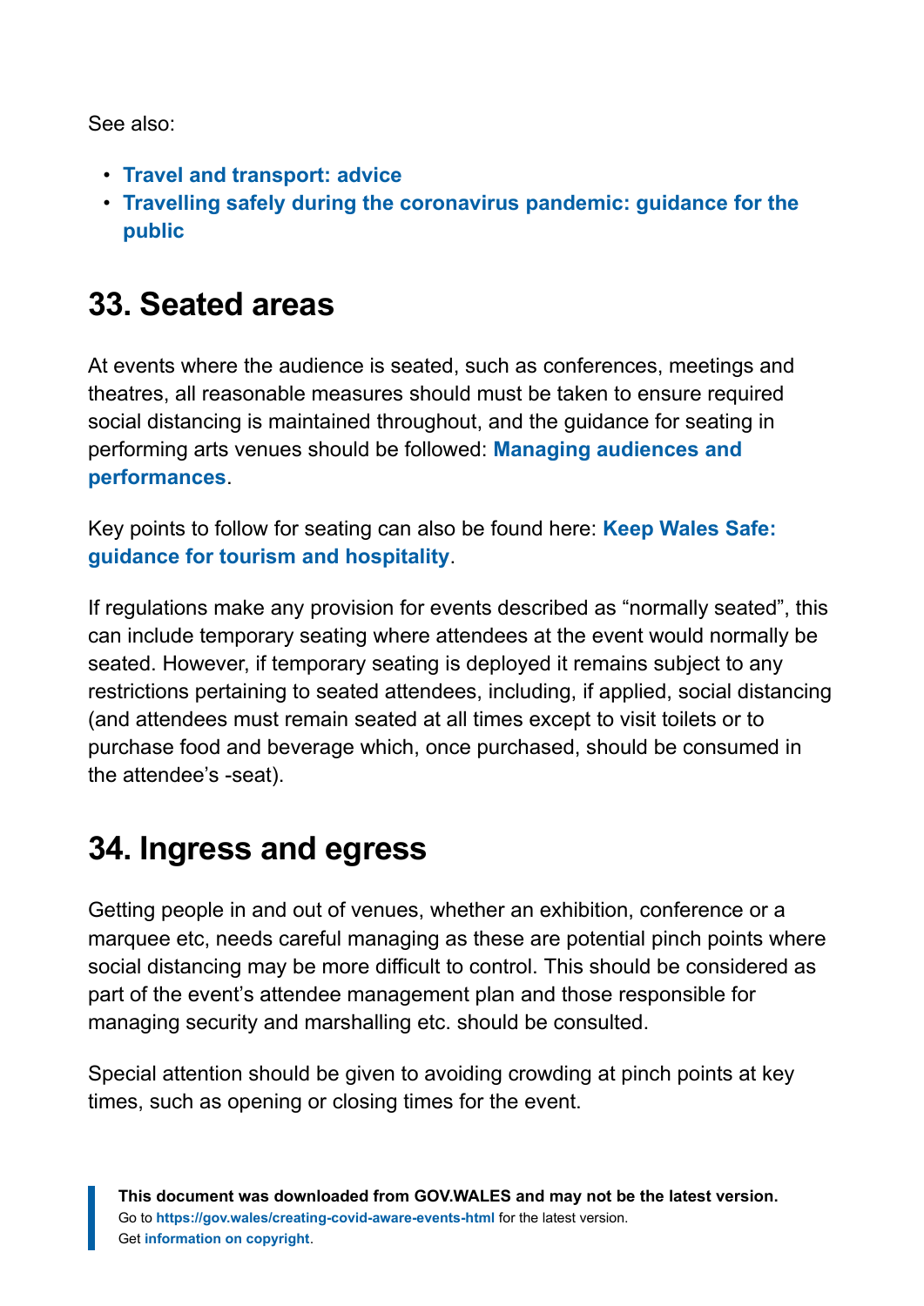See also:

- **Travel and transport: advice**
- **Travelling safely during the coronavirus pandemic: guidance for the public**

## 33. Seated areas

At events where the audience is seated, such as conferences, meetings and theatres, all reasonable measures should must be taken to ensure required social distancing is maintained throughout, and the guidance for seating in performing arts venues should be followed: **Managing audiences and performances**.

Key points to follow for seating can also be found here: **Keep Wales Safe: guidance for tourism and hospitality**.

If regulations make any provision for events described as "normally seated", this can include temporary seating where attendees at the event would normally be seated. However, if temporary seating is deployed it remains subject to any restrictions pertaining to seated attendees, including, if applied, social distancing (and attendees must remain seated at all times except to visit toilets or to purchase food and beverage which, once purchased, should be consumed in the attendee's -seat).

## 34. Ingress and egress

Getting people in and out of venues, whether an exhibition, conference or a marquee etc, needs careful managing as these are potential pinch points where social distancing may be more difficult to control. This should be considered as part of the event's attendee management plan and those responsible for managing security and marshalling etc. should be consulted.

Special attention should be given to avoiding crowding at pinch points at key times, such as opening or closing times for the event.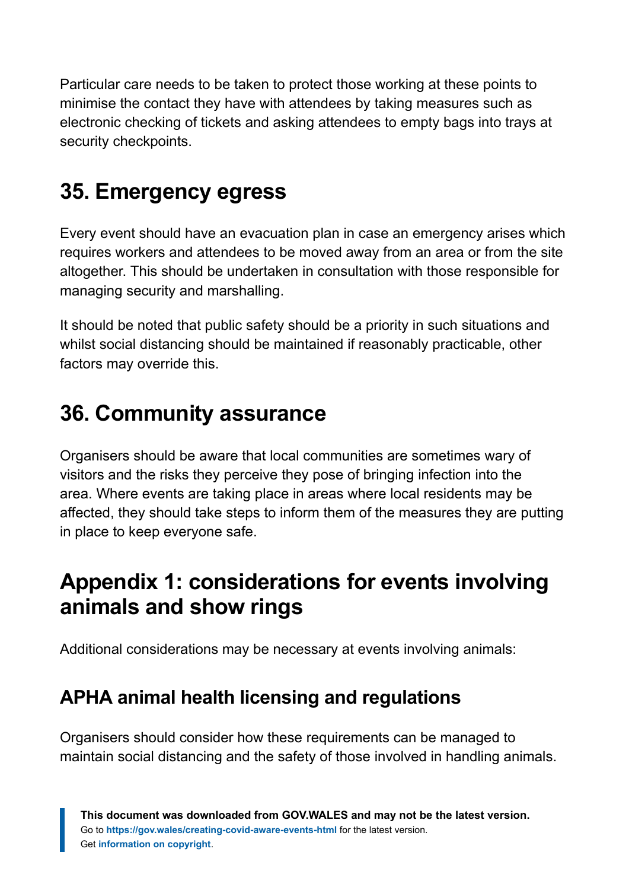Particular care needs to be taken to protect those working at these points to minimise the contact they have with attendees by taking measures such as electronic checking of tickets and asking attendees to empty bags into trays at security checkpoints.

## 35. Emergency egress

Every event should have an evacuation plan in case an emergency arises which requires workers and attendees to be moved away from an area or from the site altogether. This should be undertaken in consultation with those responsible for managing security and marshalling.

It should be noted that public safety should be a priority in such situations and whilst social distancing should be maintained if reasonably practicable, other factors may override this.

## 36. Community assurance

Organisers should be aware that local communities are sometimes wary of visitors and the risks they perceive they pose of bringing infection into the area. Where events are taking place in areas where local residents may be affected, they should take steps to inform them of the measures they are putting in place to keep everyone safe.

## Appendix 1: considerations for events involving animals and show rings

Additional considerations may be necessary at events involving animals:

### APHA animal health licensing and regulations

Organisers should consider how these requirements can be managed to maintain social distancing and the safety of those involved in handling animals.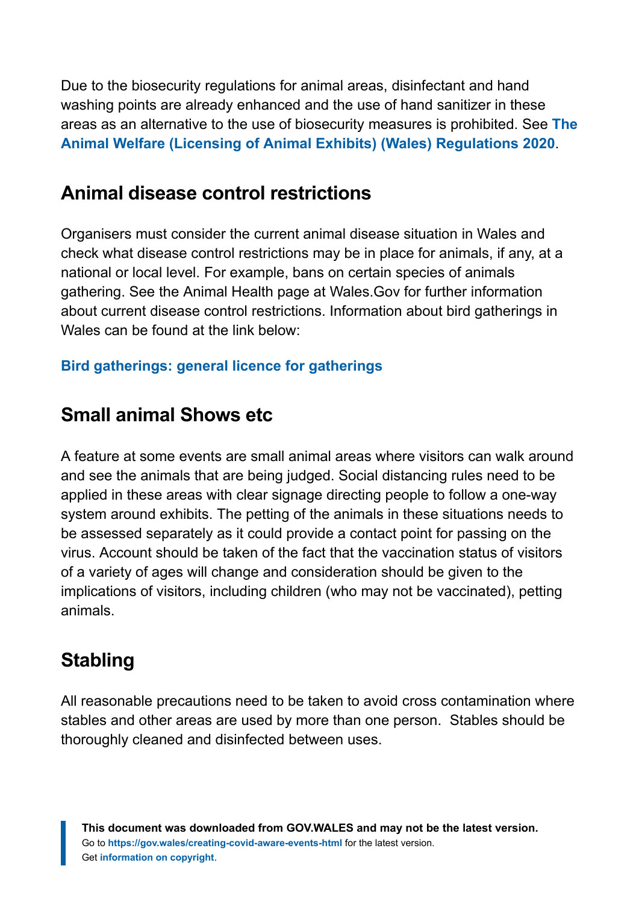Due to the biosecurity regulations for animal areas, disinfectant and hand washing points are already enhanced and the use of hand sanitizer in these areas as an alternative to the use of biosecurity measures is prohibited. See **The Animal Welfare (Licensing of Animal Exhibits) (Wales) Regulations 2020**.

## Animal disease control restrictions

Organisers must consider the current animal disease situation in Wales and check what disease control restrictions may be in place for animals, if any, at a national or local level. For example, bans on certain species of animals gathering. See the Animal Health page at Wales.Gov for further information about current disease control restrictions. Information about bird gatherings in Wales can be found at the link below:

**Bird gatherings: general licence for gatherings**

## Small animal Shows etc

A feature at some events are small animal areas where visitors can walk around and see the animals that are being judged. Social distancing rules need to be applied in these areas with clear signage directing people to follow a one-way system around exhibits. The petting of the animals in these situations needs to be assessed separately as it could provide a contact point for passing on the virus. Account should be taken of the fact that the vaccination status of visitors of a variety of ages will change and consideration should be given to the implications of visitors, including children (who may not be vaccinated), petting animals.

## Stabling

All reasonable precautions need to be taken to avoid cross contamination where stables and other areas are used by more than one person. Stables should be thoroughly cleaned and disinfected between uses.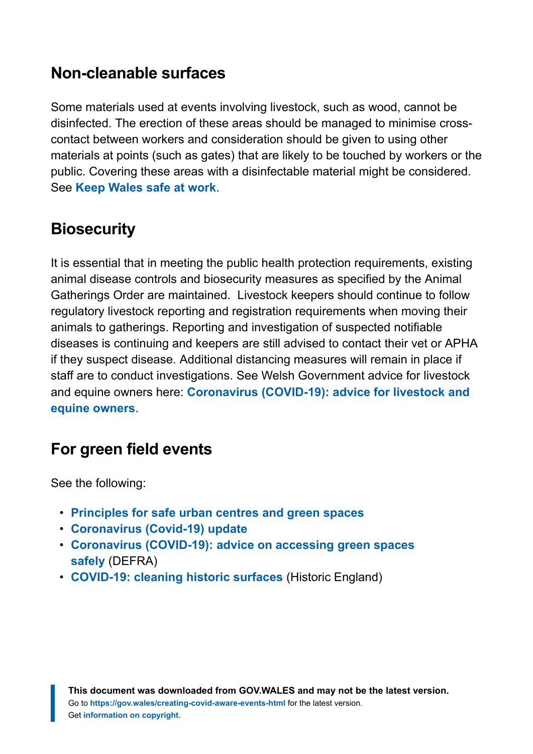## Non-cleanable surfaces

Some materials used at events involving livestock, such as wood, cannot be disinfected. The erection of these areas should be managed to minimise cross-contact between workers and consideration should be given to using other materials at points (such as gates) that are likely to be touched by workers or the public. Covering these areas with a disinfectable material might be considered. See **Keep Wales safe at work**.

## Biosecurity

It is essential that in meeting the public health protection requirements, existing animal disease controls and biosecurity measures as specified by the Animal Gatherings Order are maintained. Livestock keepers should continue to follow regulatory livestock reporting and registration requirements when moving their animals to gatherings. Reporting and investigation of suspected notifiable diseases is continuing and keepers are still advised to contact their vet or APHA if they suspect disease. Additional distancing measures will remain in place if staff are to conduct investigations. See Welsh Government advice for livestock and equine owners here: **Coronavirus (COVID-19): advice for livestock and equine owners**.

## For green field events

See the following:

- **Principles for safe urban centres and green spaces**
- **Coronavirus (Covid-19) update**
- **Coronavirus (COVID-19): advice on accessing green spaces safely** (DEFRA)
- **COVID-19: cleaning historic surfaces** (Historic England)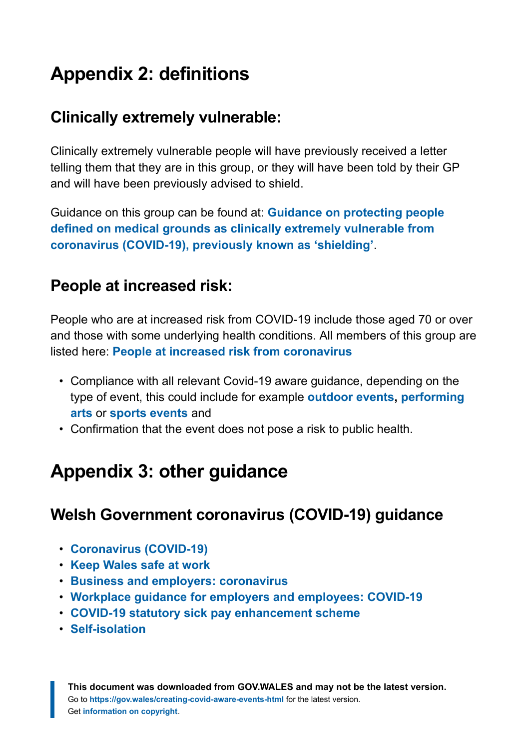# Appendix 2: definitions

## Clinically extremely vulnerable:

Clinically extremely vulnerable people will have previously received a letter telling them that they are in this group, or they will have been told by their GP and will have been previously advised to shield.

Guidance on this group can be found at: **Guidance on protecting people defined on medical grounds as clinically extremely vulnerable from coronavirus (COVID-19), previously known as 'shielding'**.

## People at increased risk:

People who are at increased risk from COVID-19 include those aged 70 or over and those with some underlying health conditions. All members of this group are listed here: **People at increased risk from coronavirus**

- Compliance with all relevant Covid-19 aware guidance, depending on the type of event, this could include for example **outdoor events, performing arts** or **sports events** and
- Confirmation that the event does not pose a risk to public health.

# Appendix 3: other guidance

## Welsh Government coronavirus (COVID-19) guidance

- **Coronavirus (COVID-19)**
- **Keep Wales safe at work**
- **Business and employers: coronavirus**
- **Workplace guidance for employers and employees: COVID-19**
- **COVID-19 statutory sick pay enhancement scheme**
- **Self-isolation**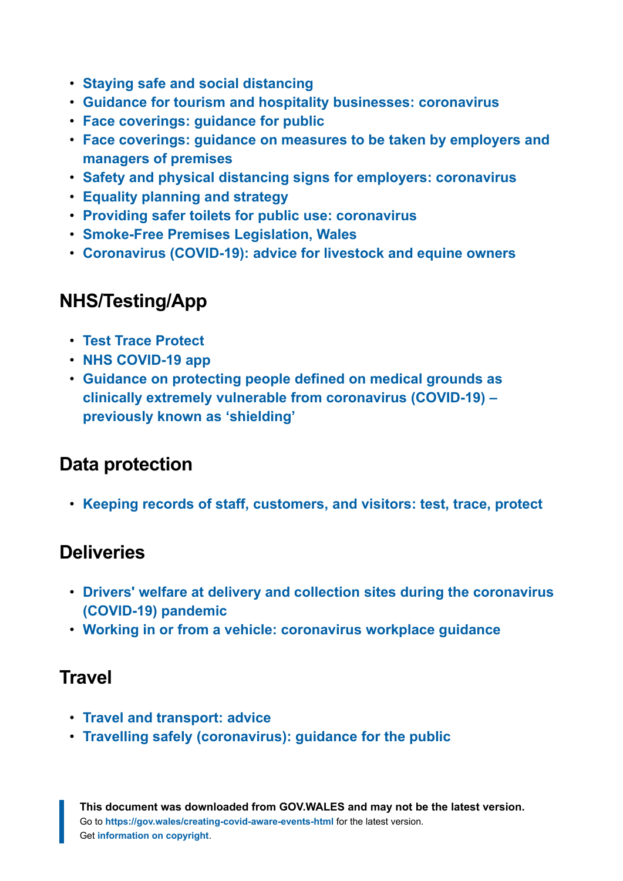- Staying safe and social distancing
- Guidance for tourism and hospitality businesses: coronavirus
- Face coverings: guidance for public
- Face coverings: guidance on measures to be taken by employers and managers of premises
- Safety and physical distancing signs for employers: coronavirus
- Equality planning and strategy
- Providing safer toilets for public use: coronavirus
- Smoke-Free Premises Legislation, Wales
- Coronavirus (COVID-19): advice for livestock and equine owners

## NHS/Testing/App

- Test Trace Protect
- NHS COVID-19 app
- Guidance on protecting people defined on medical grounds as clinically extremely vulnerable from coronavirus (COVID-19) – previously known as 'shielding'

## Data protection

- Keeping records of staff, customers, and visitors: test, trace, protect

## Deliveries

- Drivers' welfare at delivery and collection sites during the coronavirus (COVID-19) pandemic
- Working in or from a vehicle: coronavirus workplace guidance

## Travel

- Travel and transport: advice
- Travelling safely (coronavirus): guidance for the public

**This document was downloaded from GOV.WALES and may not be the latest version.**
Go to https://gov.wales/creating-covid-aware-events-html for the latest version.
Get information on copyright.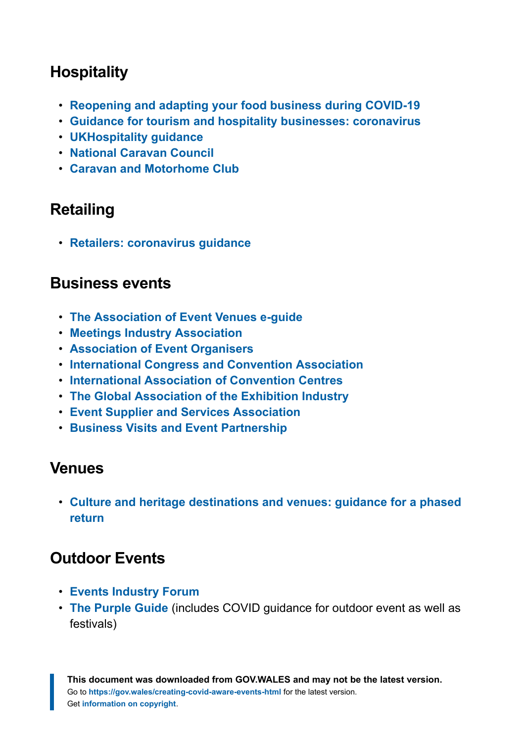## Hospitality

- **Reopening and adapting your food business during COVID-19**
- **Guidance for tourism and hospitality businesses: coronavirus**
- **UKHospitality guidance**
- **National Caravan Council**
- **Caravan and Motorhome Club**

## Retailing

- **Retailers: coronavirus guidance**

## Business events

- **The Association of Event Venues e-guide**
- **Meetings Industry Association**
- **Association of Event Organisers**
- **International Congress and Convention Association**
- **International Association of Convention Centres**
- **The Global Association of the Exhibition Industry**
- **Event Supplier and Services Association**
- **Business Visits and Event Partnership**

## Venues

- **Culture and heritage destinations and venues: guidance for a phased return**

## Outdoor Events

- **Events Industry Forum**
- **The Purple Guide** (includes COVID guidance for outdoor event as well as festivals)

**This document was downloaded from GOV.WALES and may not be the latest version.**
Go to **https://gov.wales/creating-covid-aware-events-html** for the latest version.
Get **information on copyright**.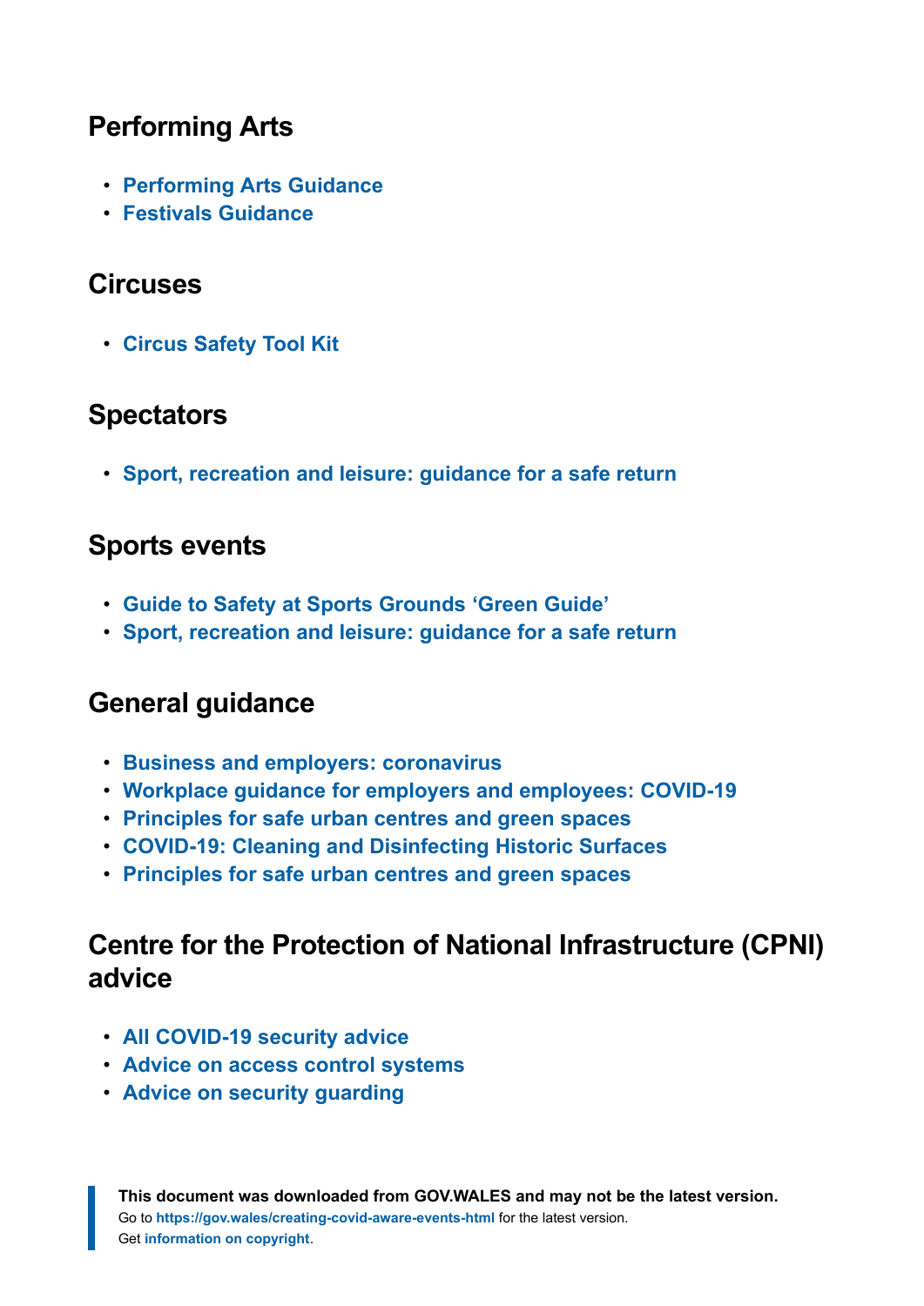## Performing Arts

- **Performing Arts Guidance**
- **Festivals Guidance**

## Circuses

- **Circus Safety Tool Kit**

## Spectators

- **Sport, recreation and leisure: guidance for a safe return**

## Sports events

- **Guide to Safety at Sports Grounds 'Green Guide'**
- **Sport, recreation and leisure: guidance for a safe return**

## General guidance

- **Business and employers: coronavirus**
- **Workplace guidance for employers and employees: COVID-19**
- **Principles for safe urban centres and green spaces**
- **COVID-19: Cleaning and Disinfecting Historic Surfaces**
- **Principles for safe urban centres and green spaces**

## Centre for the Protection of National Infrastructure (CPNI) advice

- **All COVID-19 security advice**
- **Advice on access control systems**
- **Advice on security guarding**

> **This document was downloaded from GOV.WALES and may not be the latest version.**
> Go to **https://gov.wales/creating-covid-aware-events-html** for the latest version.
> Get **information on copyright**.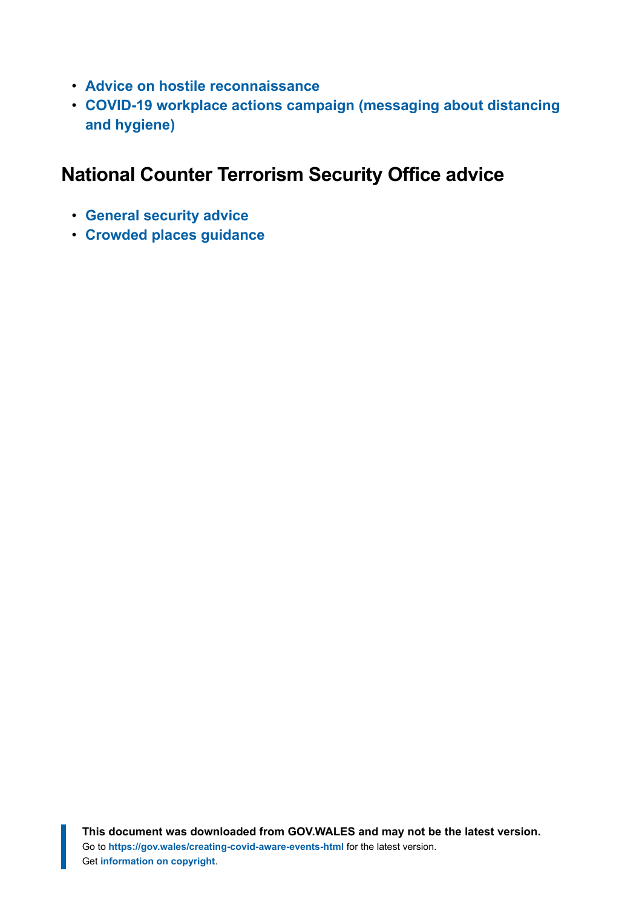- **Advice on hostile reconnaissance**
- **COVID-19 workplace actions campaign (messaging about distancing and hygiene)**

## National Counter Terrorism Security Office advice

- **General security advice**
- **Crowded places guidance**

**This document was downloaded from GOV.WALES and may not be the latest version.**
Go to **https://gov.wales/creating-covid-aware-events-html** for the latest version.
Get **information on copyright**.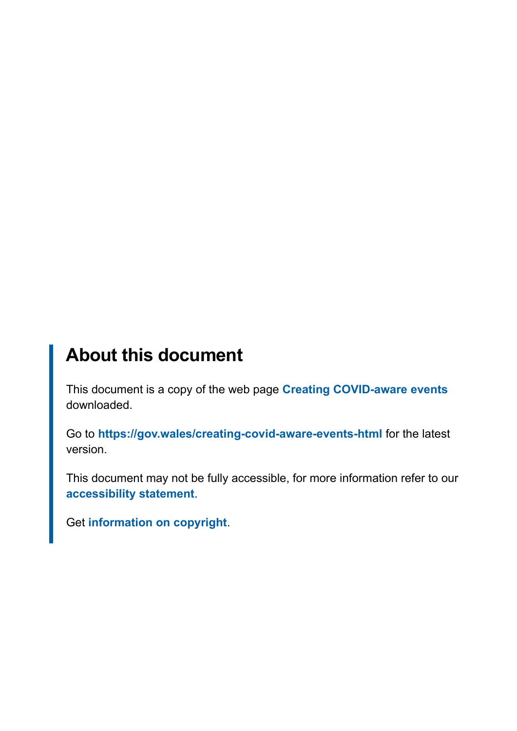## About this document

This document is a copy of the web page **Creating COVID-aware events** downloaded.

Go to **https://gov.wales/creating-covid-aware-events-html** for the latest version.

This document may not be fully accessible, for more information refer to our **accessibility statement**.

Get **information on copyright**.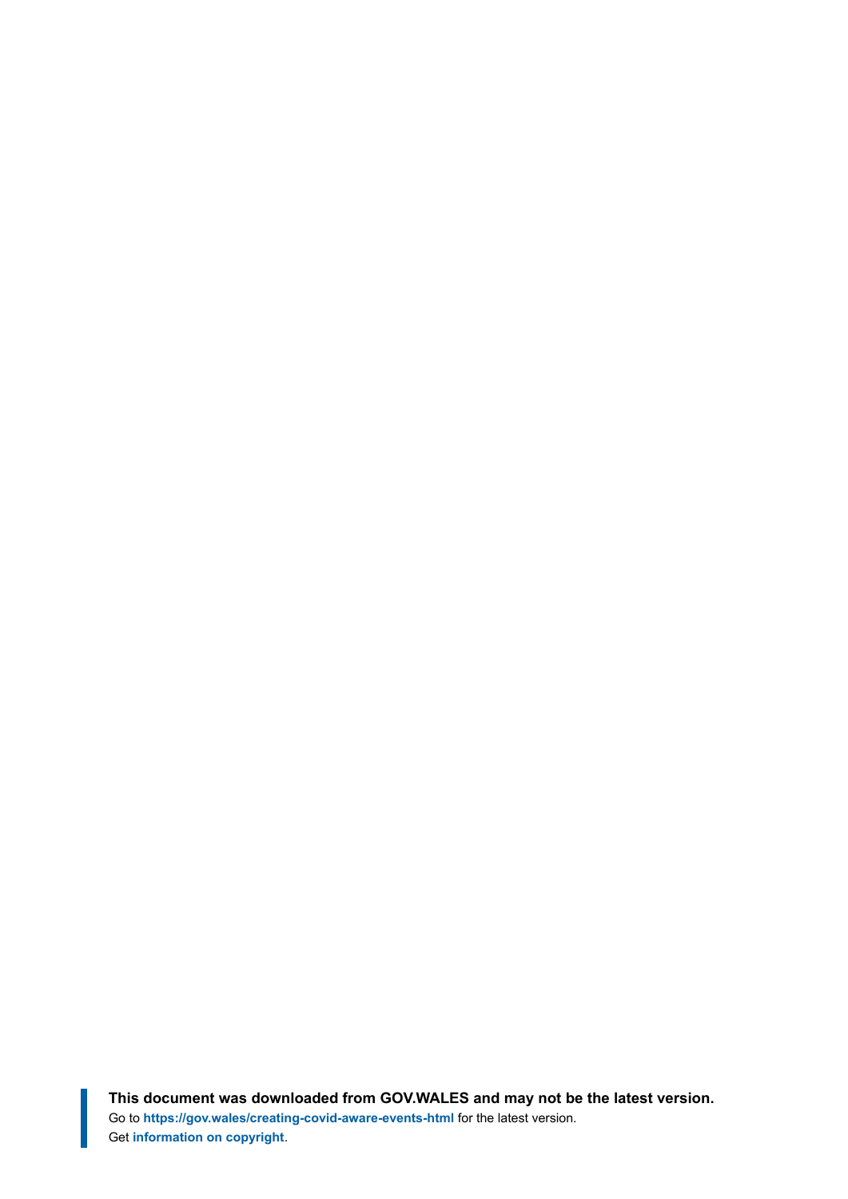**This document was downloaded from GOV.WALES and may not be the latest version.**
Go to **https://gov.wales/creating-covid-aware-events-html** for the latest version.
Get **information on copyright**.